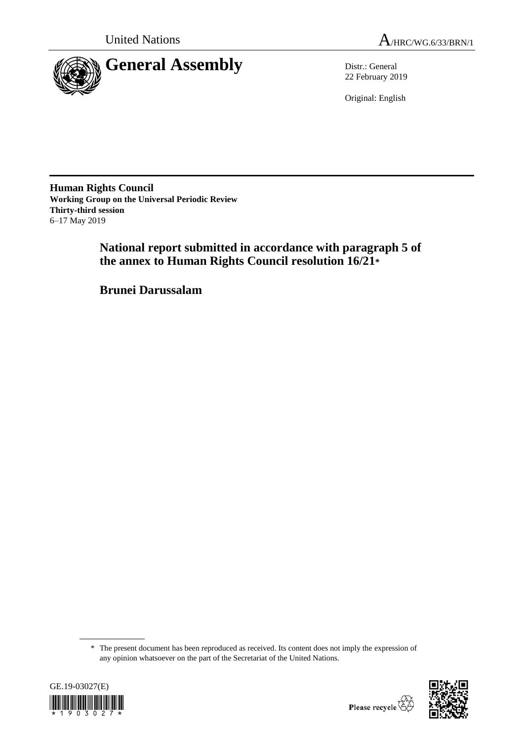United Nations

A/HRC/WG.6/33/BRN/1

# General Assembly

Distr.: General
22 February 2019

Original: English

**Human Rights Council**
**Working Group on the Universal Periodic Review**
**Thirty-third session**
6–17 May 2019

## National report submitted in accordance with paragraph 5 of the annex to Human Rights Council resolution 16/21*

## Brunei Darussalam

\* The present document has been reproduced as received. Its content does not imply the expression of any opinion whatsoever on the part of the Secretariat of the United Nations.

GE.19-03027(E)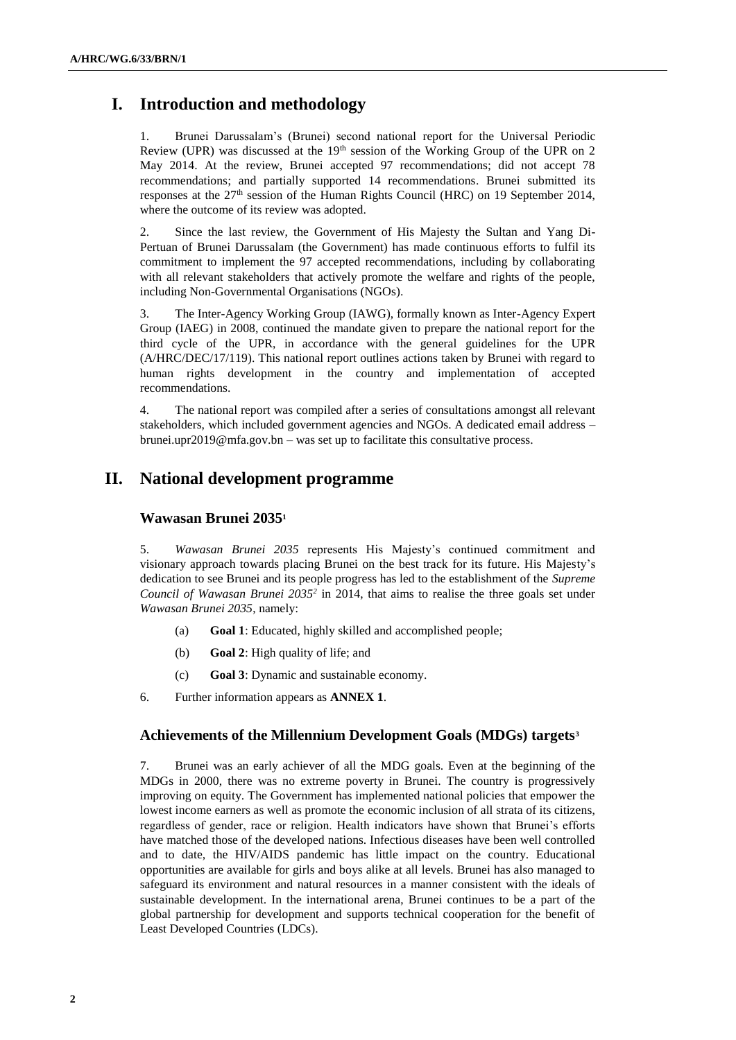# I. Introduction and methodology

1. Brunei Darussalam's (Brunei) second national report for the Universal Periodic Review (UPR) was discussed at the 19th session of the Working Group of the UPR on 2 May 2014. At the review, Brunei accepted 97 recommendations; did not accept 78 recommendations; and partially supported 14 recommendations. Brunei submitted its responses at the 27th session of the Human Rights Council (HRC) on 19 September 2014, where the outcome of its review was adopted.

2. Since the last review, the Government of His Majesty the Sultan and Yang Di-Pertuan of Brunei Darussalam (the Government) has made continuous efforts to fulfil its commitment to implement the 97 accepted recommendations, including by collaborating with all relevant stakeholders that actively promote the welfare and rights of the people, including Non-Governmental Organisations (NGOs).

3. The Inter-Agency Working Group (IAWG), formally known as Inter-Agency Expert Group (IAEG) in 2008, continued the mandate given to prepare the national report for the third cycle of the UPR, in accordance with the general guidelines for the UPR (A/HRC/DEC/17/119). This national report outlines actions taken by Brunei with regard to human rights development in the country and implementation of accepted recommendations.

4. The national report was compiled after a series of consultations amongst all relevant stakeholders, which included government agencies and NGOs. A dedicated email address – brunei.upr2019@mfa.gov.bn – was set up to facilitate this consultative process.

# II. National development programme

### Wawasan Brunei 2035[1]

5. *Wawasan Brunei 2035* represents His Majesty's continued commitment and visionary approach towards placing Brunei on the best track for its future. His Majesty's dedication to see Brunei and its people progress has led to the establishment of the *Supreme Council of Wawasan Brunei 2035*[2] in 2014, that aims to realise the three goals set under *Wawasan Brunei 2035*, namely:

   (a) **Goal 1**: Educated, highly skilled and accomplished people;

   (b) **Goal 2**: High quality of life; and

   (c) **Goal 3**: Dynamic and sustainable economy.

6. Further information appears as **ANNEX 1**.

### Achievements of the Millennium Development Goals (MDGs) targets[3]

7. Brunei was an early achiever of all the MDG goals. Even at the beginning of the MDGs in 2000, there was no extreme poverty in Brunei. The country is progressively improving on equity. The Government has implemented national policies that empower the lowest income earners as well as promote the economic inclusion of all strata of its citizens, regardless of gender, race or religion. Health indicators have shown that Brunei's efforts have matched those of the developed nations. Infectious diseases have been well controlled and to date, the HIV/AIDS pandemic has little impact on the country. Educational opportunities are available for girls and boys alike at all levels. Brunei has also managed to safeguard its environment and natural resources in a manner consistent with the ideals of sustainable development. In the international arena, Brunei continues to be a part of the global partnership for development and supports technical cooperation for the benefit of Least Developed Countries (LDCs).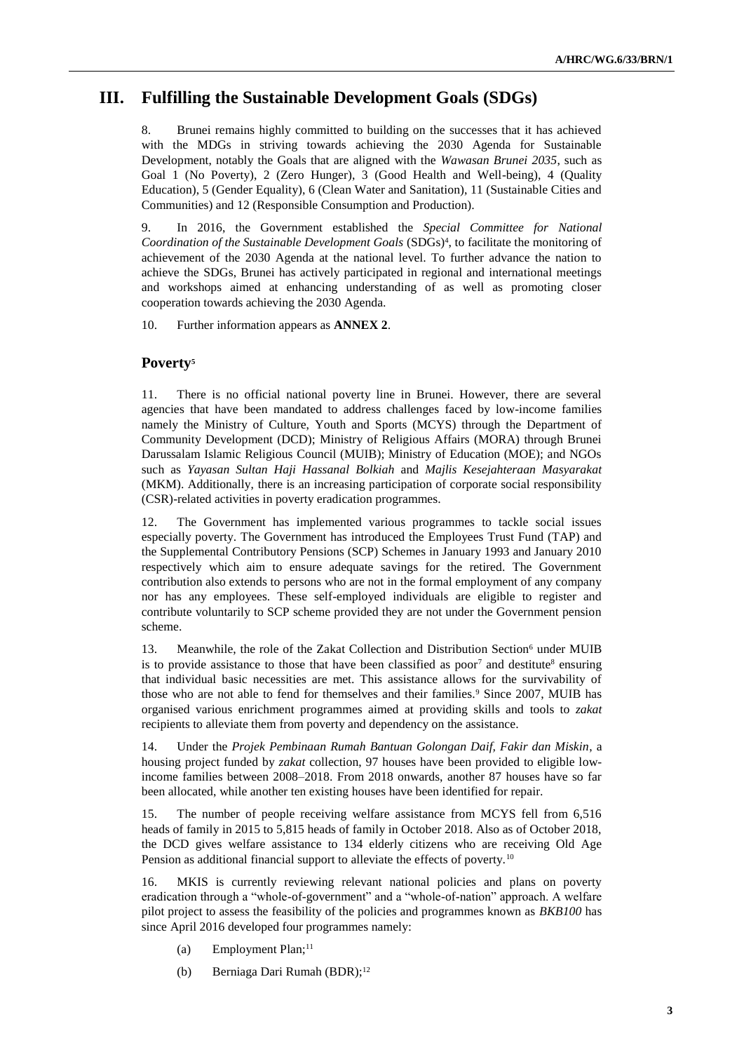# III. Fulfilling the Sustainable Development Goals (SDGs)

8. Brunei remains highly committed to building on the successes that it has achieved with the MDGs in striving towards achieving the 2030 Agenda for Sustainable Development, notably the Goals that are aligned with the *Wawasan Brunei 2035*, such as Goal 1 (No Poverty), 2 (Zero Hunger), 3 (Good Health and Well-being), 4 (Quality Education), 5 (Gender Equality), 6 (Clean Water and Sanitation), 11 (Sustainable Cities and Communities) and 12 (Responsible Consumption and Production).

9. In 2016, the Government established the *Special Committee for National Coordination of the Sustainable Development Goals* (SDGs)[4], to facilitate the monitoring of achievement of the 2030 Agenda at the national level. To further advance the nation to achieve the SDGs, Brunei has actively participated in regional and international meetings and workshops aimed at enhancing understanding of as well as promoting closer cooperation towards achieving the 2030 Agenda.

10. Further information appears as **ANNEX 2**.

## Poverty[5]

11. There is no official national poverty line in Brunei. However, there are several agencies that have been mandated to address challenges faced by low-income families namely the Ministry of Culture, Youth and Sports (MCYS) through the Department of Community Development (DCD); Ministry of Religious Affairs (MORA) through Brunei Darussalam Islamic Religious Council (MUIB); Ministry of Education (MOE); and NGOs such as *Yayasan Sultan Haji Hassanal Bolkiah* and *Majlis Kesejahteraan Masyarakat* (MKM). Additionally, there is an increasing participation of corporate social responsibility (CSR)-related activities in poverty eradication programmes.

12. The Government has implemented various programmes to tackle social issues especially poverty. The Government has introduced the Employees Trust Fund (TAP) and the Supplemental Contributory Pensions (SCP) Schemes in January 1993 and January 2010 respectively which aim to ensure adequate savings for the retired. The Government contribution also extends to persons who are not in the formal employment of any company nor has any employees. These self-employed individuals are eligible to register and contribute voluntarily to SCP scheme provided they are not under the Government pension scheme.

13. Meanwhile, the role of the Zakat Collection and Distribution Section[6] under MUIB is to provide assistance to those that have been classified as poor[7] and destitute[8] ensuring that individual basic necessities are met. This assistance allows for the survivability of those who are not able to fend for themselves and their families.[9] Since 2007, MUIB has organised various enrichment programmes aimed at providing skills and tools to *zakat* recipients to alleviate them from poverty and dependency on the assistance.

14. Under the *Projek Pembinaan Rumah Bantuan Golongan Daif, Fakir dan Miskin*, a housing project funded by *zakat* collection, 97 houses have been provided to eligible low-income families between 2008–2018. From 2018 onwards, another 87 houses have so far been allocated, while another ten existing houses have been identified for repair.

15. The number of people receiving welfare assistance from MCYS fell from 6,516 heads of family in 2015 to 5,815 heads of family in October 2018. Also as of October 2018, the DCD gives welfare assistance to 134 elderly citizens who are receiving Old Age Pension as additional financial support to alleviate the effects of poverty.[10]

16. MKIS is currently reviewing relevant national policies and plans on poverty eradication through a "whole-of-government" and a "whole-of-nation" approach. A welfare pilot project to assess the feasibility of the policies and programmes known as *BKB100* has since April 2016 developed four programmes namely:

(a) Employment Plan;[11]

(b) Berniaga Dari Rumah (BDR);[12]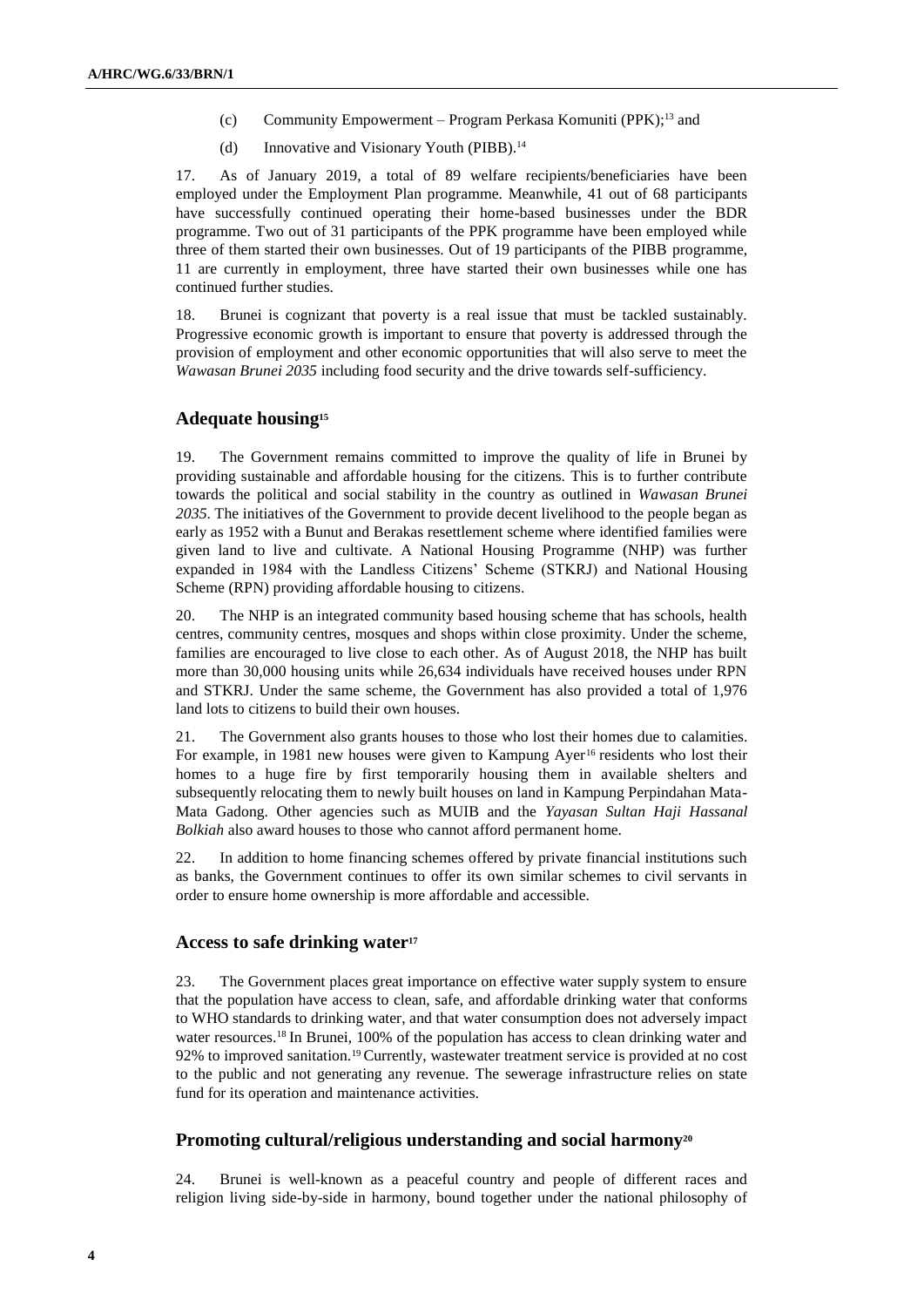(c) Community Empowerment – Program Perkasa Komuniti (PPK);[13] and

(d) Innovative and Visionary Youth (PIBB).[14]

17. As of January 2019, a total of 89 welfare recipients/beneficiaries have been employed under the Employment Plan programme. Meanwhile, 41 out of 68 participants have successfully continued operating their home-based businesses under the BDR programme. Two out of 31 participants of the PPK programme have been employed while three of them started their own businesses. Out of 19 participants of the PIBB programme, 11 are currently in employment, three have started their own businesses while one has continued further studies.

18. Brunei is cognizant that poverty is a real issue that must be tackled sustainably. Progressive economic growth is important to ensure that poverty is addressed through the provision of employment and other economic opportunities that will also serve to meet the *Wawasan Brunei 2035* including food security and the drive towards self-sufficiency.

## Adequate housing[15]

19. The Government remains committed to improve the quality of life in Brunei by providing sustainable and affordable housing for the citizens. This is to further contribute towards the political and social stability in the country as outlined in *Wawasan Brunei 2035*. The initiatives of the Government to provide decent livelihood to the people began as early as 1952 with a Bunut and Berakas resettlement scheme where identified families were given land to live and cultivate. A National Housing Programme (NHP) was further expanded in 1984 with the Landless Citizens' Scheme (STKRJ) and National Housing Scheme (RPN) providing affordable housing to citizens.

20. The NHP is an integrated community based housing scheme that has schools, health centres, community centres, mosques and shops within close proximity. Under the scheme, families are encouraged to live close to each other. As of August 2018, the NHP has built more than 30,000 housing units while 26,634 individuals have received houses under RPN and STKRJ. Under the same scheme, the Government has also provided a total of 1,976 land lots to citizens to build their own houses.

21. The Government also grants houses to those who lost their homes due to calamities. For example, in 1981 new houses were given to Kampung Ayer[16] residents who lost their homes to a huge fire by first temporarily housing them in available shelters and subsequently relocating them to newly built houses on land in Kampung Perpindahan Mata-Mata Gadong. Other agencies such as MUIB and the *Yayasan Sultan Haji Hassanal Bolkiah* also award houses to those who cannot afford permanent home.

22. In addition to home financing schemes offered by private financial institutions such as banks, the Government continues to offer its own similar schemes to civil servants in order to ensure home ownership is more affordable and accessible.

## Access to safe drinking water[17]

23. The Government places great importance on effective water supply system to ensure that the population have access to clean, safe, and affordable drinking water that conforms to WHO standards to drinking water, and that water consumption does not adversely impact water resources.[18] In Brunei, 100% of the population has access to clean drinking water and 92% to improved sanitation.[19] Currently, wastewater treatment service is provided at no cost to the public and not generating any revenue. The sewerage infrastructure relies on state fund for its operation and maintenance activities.

## Promoting cultural/religious understanding and social harmony[20]

24. Brunei is well-known as a peaceful country and people of different races and religion living side-by-side in harmony, bound together under the national philosophy of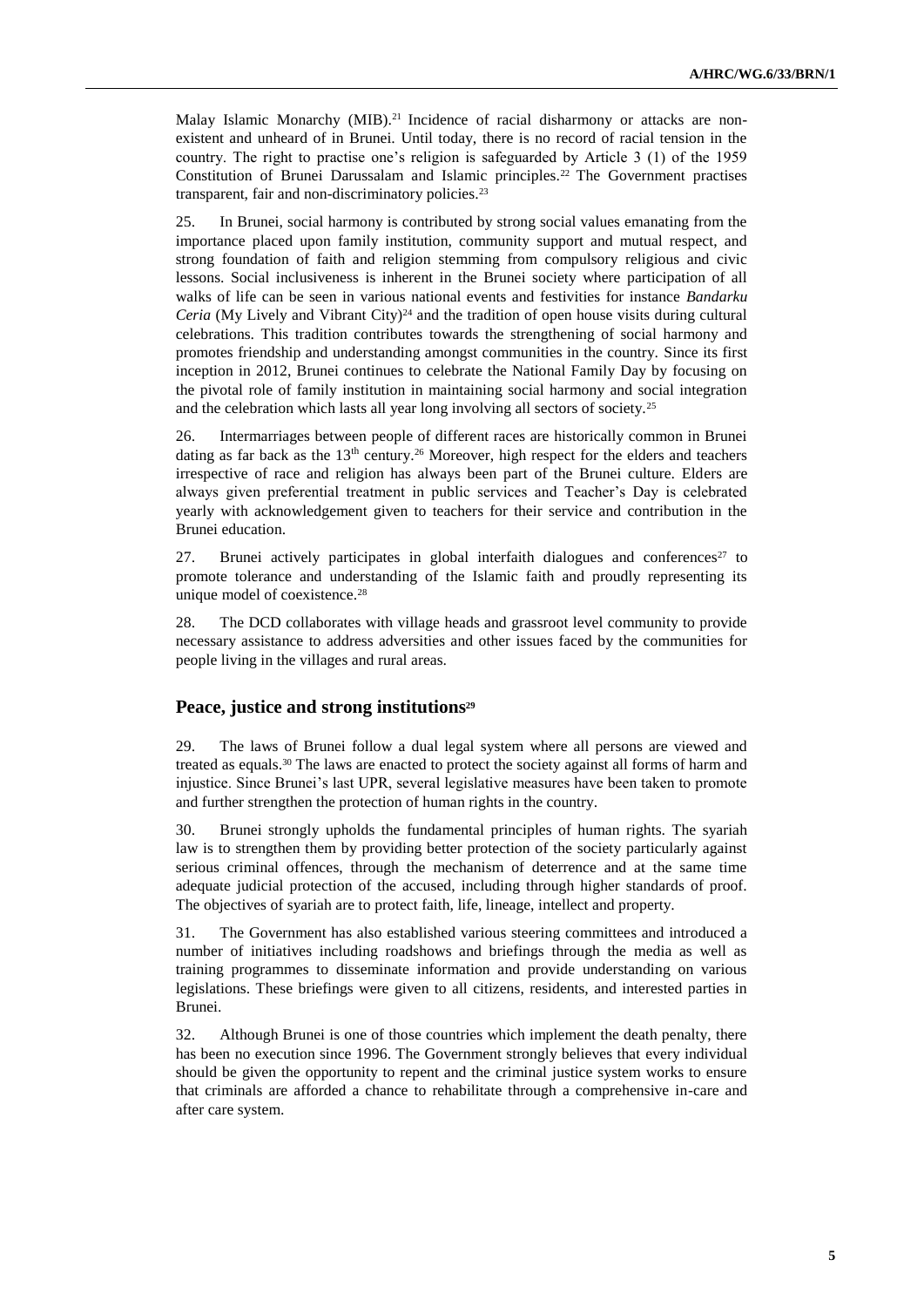Malay Islamic Monarchy (MIB).[21] Incidence of racial disharmony or attacks are non-existent and unheard of in Brunei. Until today, there is no record of racial tension in the country. The right to practise one's religion is safeguarded by Article 3 (1) of the 1959 Constitution of Brunei Darussalam and Islamic principles.[22] The Government practises transparent, fair and non-discriminatory policies.[23]

25. In Brunei, social harmony is contributed by strong social values emanating from the importance placed upon family institution, community support and mutual respect, and strong foundation of faith and religion stemming from compulsory religious and civic lessons. Social inclusiveness is inherent in the Brunei society where participation of all walks of life can be seen in various national events and festivities for instance *Bandarku Ceria* (My Lively and Vibrant City)[24] and the tradition of open house visits during cultural celebrations. This tradition contributes towards the strengthening of social harmony and promotes friendship and understanding amongst communities in the country. Since its first inception in 2012, Brunei continues to celebrate the National Family Day by focusing on the pivotal role of family institution in maintaining social harmony and social integration and the celebration which lasts all year long involving all sectors of society.[25]

26. Intermarriages between people of different races are historically common in Brunei dating as far back as the 13th century.[26] Moreover, high respect for the elders and teachers irrespective of race and religion has always been part of the Brunei culture. Elders are always given preferential treatment in public services and Teacher's Day is celebrated yearly with acknowledgement given to teachers for their service and contribution in the Brunei education.

27. Brunei actively participates in global interfaith dialogues and conferences[27] to promote tolerance and understanding of the Islamic faith and proudly representing its unique model of coexistence.[28]

28. The DCD collaborates with village heads and grassroot level community to provide necessary assistance to address adversities and other issues faced by the communities for people living in the villages and rural areas.

## Peace, justice and strong institutions[29]

29. The laws of Brunei follow a dual legal system where all persons are viewed and treated as equals.[30] The laws are enacted to protect the society against all forms of harm and injustice. Since Brunei's last UPR, several legislative measures have been taken to promote and further strengthen the protection of human rights in the country.

30. Brunei strongly upholds the fundamental principles of human rights. The syariah law is to strengthen them by providing better protection of the society particularly against serious criminal offences, through the mechanism of deterrence and at the same time adequate judicial protection of the accused, including through higher standards of proof. The objectives of syariah are to protect faith, life, lineage, intellect and property.

31. The Government has also established various steering committees and introduced a number of initiatives including roadshows and briefings through the media as well as training programmes to disseminate information and provide understanding on various legislations. These briefings were given to all citizens, residents, and interested parties in Brunei.

32. Although Brunei is one of those countries which implement the death penalty, there has been no execution since 1996. The Government strongly believes that every individual should be given the opportunity to repent and the criminal justice system works to ensure that criminals are afforded a chance to rehabilitate through a comprehensive in-care and after care system.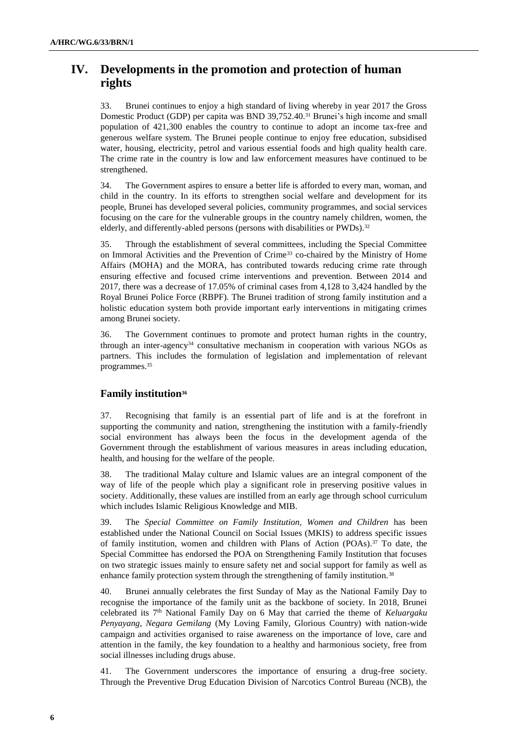# IV. Developments in the promotion and protection of human rights

33. Brunei continues to enjoy a high standard of living whereby in year 2017 the Gross Domestic Product (GDP) per capita was BND 39,752.40.[31] Brunei's high income and small population of 421,300 enables the country to continue to adopt an income tax-free and generous welfare system. The Brunei people continue to enjoy free education, subsidised water, housing, electricity, petrol and various essential foods and high quality health care. The crime rate in the country is low and law enforcement measures have continued to be strengthened.

34. The Government aspires to ensure a better life is afforded to every man, woman, and child in the country. In its efforts to strengthen social welfare and development for its people, Brunei has developed several policies, community programmes, and social services focusing on the care for the vulnerable groups in the country namely children, women, the elderly, and differently-abled persons (persons with disabilities or PWDs).[32]

35. Through the establishment of several committees, including the Special Committee on Immoral Activities and the Prevention of Crime[33] co-chaired by the Ministry of Home Affairs (MOHA) and the MORA, has contributed towards reducing crime rate through ensuring effective and focused crime interventions and prevention. Between 2014 and 2017, there was a decrease of 17.05% of criminal cases from 4,128 to 3,424 handled by the Royal Brunei Police Force (RBPF). The Brunei tradition of strong family institution and a holistic education system both provide important early interventions in mitigating crimes among Brunei society.

36. The Government continues to promote and protect human rights in the country, through an inter-agency[34] consultative mechanism in cooperation with various NGOs as partners. This includes the formulation of legislation and implementation of relevant programmes.[35]

## Family institution[36]

37. Recognising that family is an essential part of life and is at the forefront in supporting the community and nation, strengthening the institution with a family-friendly social environment has always been the focus in the development agenda of the Government through the establishment of various measures in areas including education, health, and housing for the welfare of the people.

38. The traditional Malay culture and Islamic values are an integral component of the way of life of the people which play a significant role in preserving positive values in society. Additionally, these values are instilled from an early age through school curriculum which includes Islamic Religious Knowledge and MIB.

39. The *Special Committee on Family Institution, Women and Children* has been established under the National Council on Social Issues (MKIS) to address specific issues of family institution, women and children with Plans of Action (POAs).[37] To date, the Special Committee has endorsed the POA on Strengthening Family Institution that focuses on two strategic issues mainly to ensure safety net and social support for family as well as enhance family protection system through the strengthening of family institution.[38]

40. Brunei annually celebrates the first Sunday of May as the National Family Day to recognise the importance of the family unit as the backbone of society. In 2018, Brunei celebrated its 7th National Family Day on 6 May that carried the theme of *Keluargaku Penyayang, Negara Gemilang* (My Loving Family, Glorious Country) with nation-wide campaign and activities organised to raise awareness on the importance of love, care and attention in the family, the key foundation to a healthy and harmonious society, free from social illnesses including drugs abuse.

41. The Government underscores the importance of ensuring a drug-free society. Through the Preventive Drug Education Division of Narcotics Control Bureau (NCB), the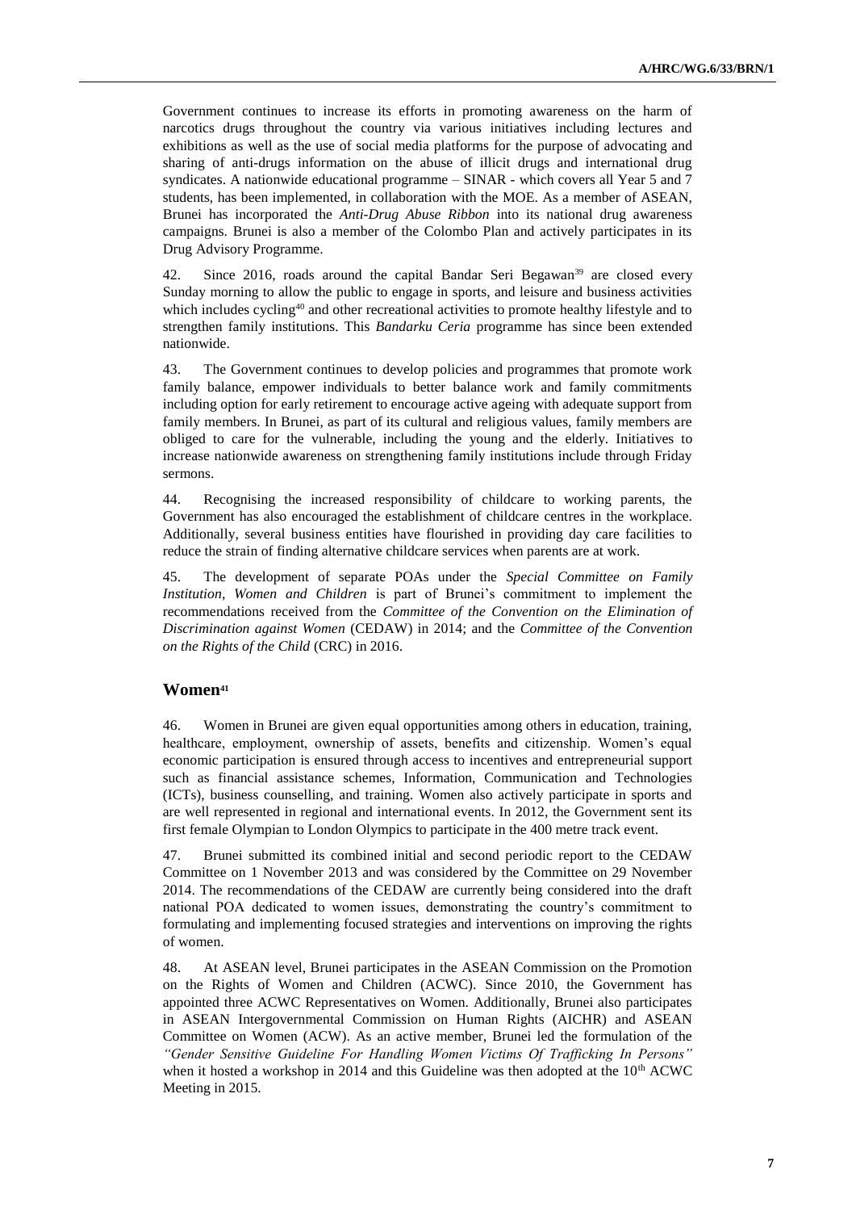Government continues to increase its efforts in promoting awareness on the harm of narcotics drugs throughout the country via various initiatives including lectures and exhibitions as well as the use of social media platforms for the purpose of advocating and sharing of anti-drugs information on the abuse of illicit drugs and international drug syndicates. A nationwide educational programme – SINAR - which covers all Year 5 and 7 students, has been implemented, in collaboration with the MOE. As a member of ASEAN, Brunei has incorporated the *Anti-Drug Abuse Ribbon* into its national drug awareness campaigns. Brunei is also a member of the Colombo Plan and actively participates in its Drug Advisory Programme.

42. Since 2016, roads around the capital Bandar Seri Begawan[39] are closed every Sunday morning to allow the public to engage in sports, and leisure and business activities which includes cycling[40] and other recreational activities to promote healthy lifestyle and to strengthen family institutions. This *Bandarku Ceria* programme has since been extended nationwide.

43. The Government continues to develop policies and programmes that promote work family balance, empower individuals to better balance work and family commitments including option for early retirement to encourage active ageing with adequate support from family members. In Brunei, as part of its cultural and religious values, family members are obliged to care for the vulnerable, including the young and the elderly. Initiatives to increase nationwide awareness on strengthening family institutions include through Friday sermons.

44. Recognising the increased responsibility of childcare to working parents, the Government has also encouraged the establishment of childcare centres in the workplace. Additionally, several business entities have flourished in providing day care facilities to reduce the strain of finding alternative childcare services when parents are at work.

45. The development of separate POAs under the *Special Committee on Family Institution, Women and Children* is part of Brunei's commitment to implement the recommendations received from the *Committee of the Convention on the Elimination of Discrimination against Women* (CEDAW) in 2014; and the *Committee of the Convention on the Rights of the Child* (CRC) in 2016.

## Women[41]

46. Women in Brunei are given equal opportunities among others in education, training, healthcare, employment, ownership of assets, benefits and citizenship. Women's equal economic participation is ensured through access to incentives and entrepreneurial support such as financial assistance schemes, Information, Communication and Technologies (ICTs), business counselling, and training. Women also actively participate in sports and are well represented in regional and international events. In 2012, the Government sent its first female Olympian to London Olympics to participate in the 400 metre track event.

47. Brunei submitted its combined initial and second periodic report to the CEDAW Committee on 1 November 2013 and was considered by the Committee on 29 November 2014. The recommendations of the CEDAW are currently being considered into the draft national POA dedicated to women issues, demonstrating the country's commitment to formulating and implementing focused strategies and interventions on improving the rights of women.

48. At ASEAN level, Brunei participates in the ASEAN Commission on the Promotion on the Rights of Women and Children (ACWC). Since 2010, the Government has appointed three ACWC Representatives on Women. Additionally, Brunei also participates in ASEAN Intergovernmental Commission on Human Rights (AICHR) and ASEAN Committee on Women (ACW). As an active member, Brunei led the formulation of the *"Gender Sensitive Guideline For Handling Women Victims Of Trafficking In Persons"* when it hosted a workshop in 2014 and this Guideline was then adopted at the 10th ACWC Meeting in 2015.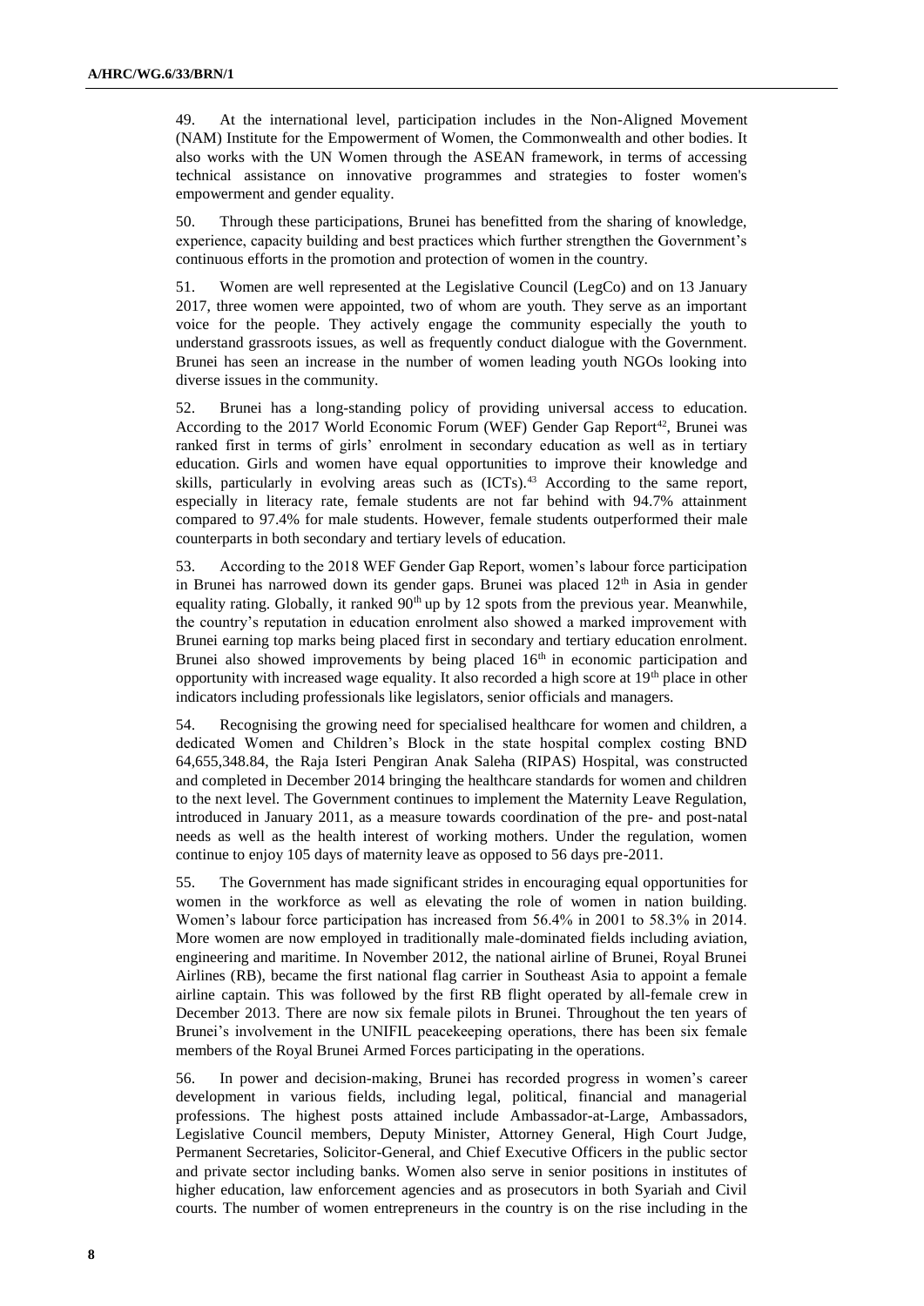49. At the international level, participation includes in the Non-Aligned Movement (NAM) Institute for the Empowerment of Women, the Commonwealth and other bodies. It also works with the UN Women through the ASEAN framework, in terms of accessing technical assistance on innovative programmes and strategies to foster women's empowerment and gender equality.

50. Through these participations, Brunei has benefitted from the sharing of knowledge, experience, capacity building and best practices which further strengthen the Government's continuous efforts in the promotion and protection of women in the country.

51. Women are well represented at the Legislative Council (LegCo) and on 13 January 2017, three women were appointed, two of whom are youth. They serve as an important voice for the people. They actively engage the community especially the youth to understand grassroots issues, as well as frequently conduct dialogue with the Government. Brunei has seen an increase in the number of women leading youth NGOs looking into diverse issues in the community.

52. Brunei has a long-standing policy of providing universal access to education. According to the 2017 World Economic Forum (WEF) Gender Gap Report[42], Brunei was ranked first in terms of girls' enrolment in secondary education as well as in tertiary education. Girls and women have equal opportunities to improve their knowledge and skills, particularly in evolving areas such as (ICTs).[43] According to the same report, especially in literacy rate, female students are not far behind with 94.7% attainment compared to 97.4% for male students. However, female students outperformed their male counterparts in both secondary and tertiary levels of education.

53. According to the 2018 WEF Gender Gap Report, women's labour force participation in Brunei has narrowed down its gender gaps. Brunei was placed 12th in Asia in gender equality rating. Globally, it ranked 90th up by 12 spots from the previous year. Meanwhile, the country's reputation in education enrolment also showed a marked improvement with Brunei earning top marks being placed first in secondary and tertiary education enrolment. Brunei also showed improvements by being placed 16th in economic participation and opportunity with increased wage equality. It also recorded a high score at 19th place in other indicators including professionals like legislators, senior officials and managers.

54. Recognising the growing need for specialised healthcare for women and children, a dedicated Women and Children's Block in the state hospital complex costing BND 64,655,348.84, the Raja Isteri Pengiran Anak Saleha (RIPAS) Hospital, was constructed and completed in December 2014 bringing the healthcare standards for women and children to the next level. The Government continues to implement the Maternity Leave Regulation, introduced in January 2011, as a measure towards coordination of the pre- and post-natal needs as well as the health interest of working mothers. Under the regulation, women continue to enjoy 105 days of maternity leave as opposed to 56 days pre-2011.

55. The Government has made significant strides in encouraging equal opportunities for women in the workforce as well as elevating the role of women in nation building. Women's labour force participation has increased from 56.4% in 2001 to 58.3% in 2014. More women are now employed in traditionally male-dominated fields including aviation, engineering and maritime. In November 2012, the national airline of Brunei, Royal Brunei Airlines (RB), became the first national flag carrier in Southeast Asia to appoint a female airline captain. This was followed by the first RB flight operated by all-female crew in December 2013. There are now six female pilots in Brunei. Throughout the ten years of Brunei's involvement in the UNIFIL peacekeeping operations, there has been six female members of the Royal Brunei Armed Forces participating in the operations.

56. In power and decision-making, Brunei has recorded progress in women's career development in various fields, including legal, political, financial and managerial professions. The highest posts attained include Ambassador-at-Large, Ambassadors, Legislative Council members, Deputy Minister, Attorney General, High Court Judge, Permanent Secretaries, Solicitor-General, and Chief Executive Officers in the public sector and private sector including banks. Women also serve in senior positions in institutes of higher education, law enforcement agencies and as prosecutors in both Syariah and Civil courts. The number of women entrepreneurs in the country is on the rise including in the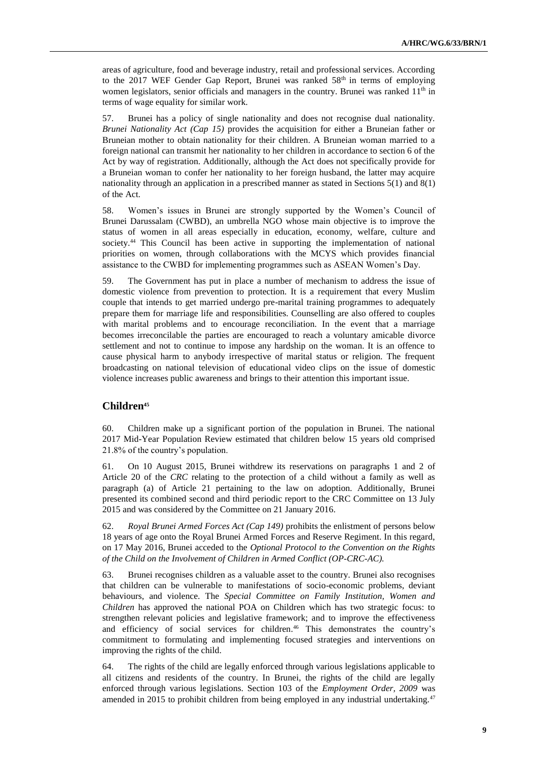areas of agriculture, food and beverage industry, retail and professional services. According to the 2017 WEF Gender Gap Report, Brunei was ranked 58th in terms of employing women legislators, senior officials and managers in the country. Brunei was ranked 11th in terms of wage equality for similar work.

57. Brunei has a policy of single nationality and does not recognise dual nationality. *Brunei Nationality Act (Cap 15)* provides the acquisition for either a Bruneian father or Bruneian mother to obtain nationality for their children. A Bruneian woman married to a foreign national can transmit her nationality to her children in accordance to section 6 of the Act by way of registration. Additionally, although the Act does not specifically provide for a Bruneian woman to confer her nationality to her foreign husband, the latter may acquire nationality through an application in a prescribed manner as stated in Sections 5(1) and 8(1) of the Act.

58. Women's issues in Brunei are strongly supported by the Women's Council of Brunei Darussalam (CWBD), an umbrella NGO whose main objective is to improve the status of women in all areas especially in education, economy, welfare, culture and society.[44] This Council has been active in supporting the implementation of national priorities on women, through collaborations with the MCYS which provides financial assistance to the CWBD for implementing programmes such as ASEAN Women's Day.

59. The Government has put in place a number of mechanism to address the issue of domestic violence from prevention to protection. It is a requirement that every Muslim couple that intends to get married undergo pre-marital training programmes to adequately prepare them for marriage life and responsibilities. Counselling are also offered to couples with marital problems and to encourage reconciliation. In the event that a marriage becomes irreconcilable the parties are encouraged to reach a voluntary amicable divorce settlement and not to continue to impose any hardship on the woman. It is an offence to cause physical harm to anybody irrespective of marital status or religion. The frequent broadcasting on national television of educational video clips on the issue of domestic violence increases public awareness and brings to their attention this important issue.

## Children[45]

60. Children make up a significant portion of the population in Brunei. The national 2017 Mid-Year Population Review estimated that children below 15 years old comprised 21.8% of the country's population.

61. On 10 August 2015, Brunei withdrew its reservations on paragraphs 1 and 2 of Article 20 of the *CRC* relating to the protection of a child without a family as well as paragraph (a) of Article 21 pertaining to the law on adoption. Additionally, Brunei presented its combined second and third periodic report to the CRC Committee on 13 July 2015 and was considered by the Committee on 21 January 2016.

62. *Royal Brunei Armed Forces Act (Cap 149)* prohibits the enlistment of persons below 18 years of age onto the Royal Brunei Armed Forces and Reserve Regiment. In this regard, on 17 May 2016, Brunei acceded to the *Optional Protocol to the Convention on the Rights of the Child on the Involvement of Children in Armed Conflict (OP-CRC-AC).*

63. Brunei recognises children as a valuable asset to the country. Brunei also recognises that children can be vulnerable to manifestations of socio-economic problems, deviant behaviours, and violence. The *Special Committee on Family Institution, Women and Children* has approved the national POA on Children which has two strategic focus: to strengthen relevant policies and legislative framework; and to improve the effectiveness and efficiency of social services for children.[46] This demonstrates the country's commitment to formulating and implementing focused strategies and interventions on improving the rights of the child.

64. The rights of the child are legally enforced through various legislations applicable to all citizens and residents of the country. In Brunei, the rights of the child are legally enforced through various legislations. Section 103 of the *Employment Order, 2009* was amended in 2015 to prohibit children from being employed in any industrial undertaking.[47]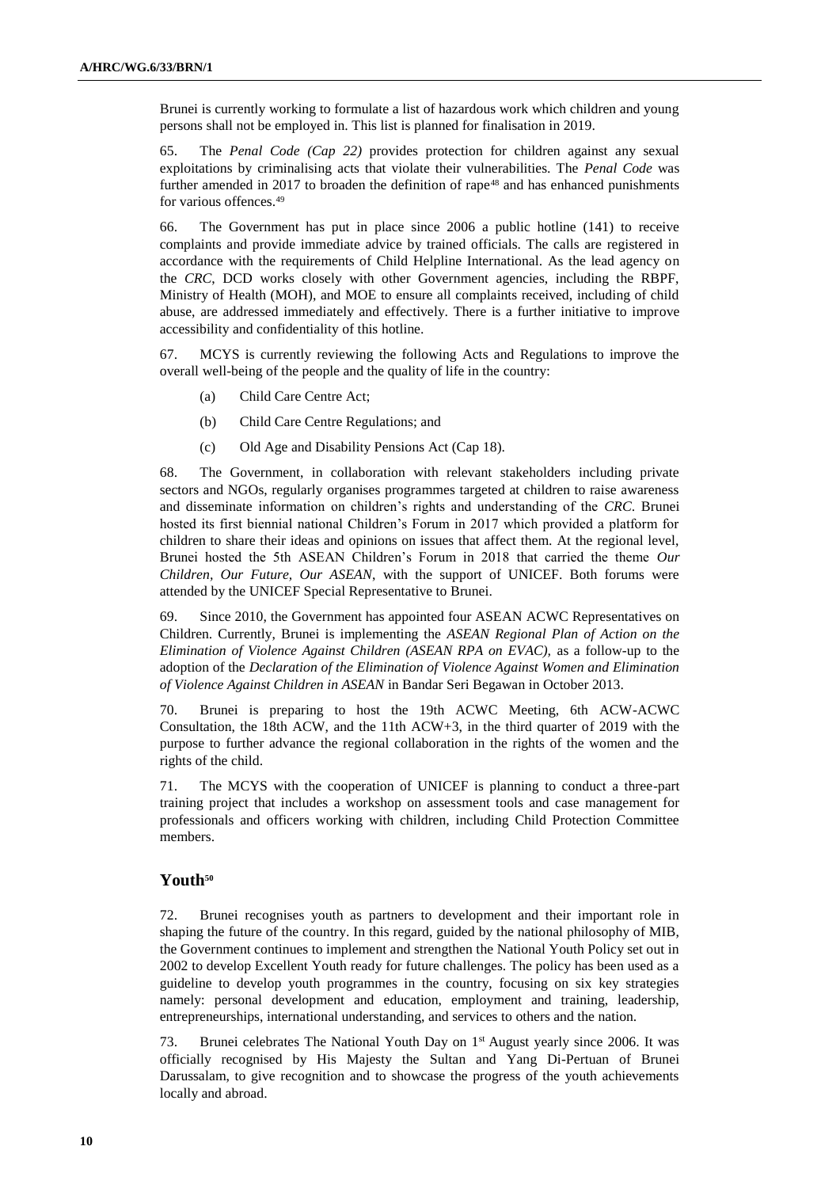Brunei is currently working to formulate a list of hazardous work which children and young persons shall not be employed in. This list is planned for finalisation in 2019.

65. The *Penal Code (Cap 22)* provides protection for children against any sexual exploitations by criminalising acts that violate their vulnerabilities. The *Penal Code* was further amended in 2017 to broaden the definition of rape[48] and has enhanced punishments for various offences.[49]

66. The Government has put in place since 2006 a public hotline (141) to receive complaints and provide immediate advice by trained officials. The calls are registered in accordance with the requirements of Child Helpline International. As the lead agency on the *CRC*, DCD works closely with other Government agencies, including the RBPF, Ministry of Health (MOH), and MOE to ensure all complaints received, including of child abuse, are addressed immediately and effectively. There is a further initiative to improve accessibility and confidentiality of this hotline.

67. MCYS is currently reviewing the following Acts and Regulations to improve the overall well-being of the people and the quality of life in the country:

(a) Child Care Centre Act;

(b) Child Care Centre Regulations; and

(c) Old Age and Disability Pensions Act (Cap 18).

68. The Government, in collaboration with relevant stakeholders including private sectors and NGOs, regularly organises programmes targeted at children to raise awareness and disseminate information on children's rights and understanding of the *CRC*. Brunei hosted its first biennial national Children's Forum in 2017 which provided a platform for children to share their ideas and opinions on issues that affect them. At the regional level, Brunei hosted the 5th ASEAN Children's Forum in 2018 that carried the theme *Our Children, Our Future, Our ASEAN*, with the support of UNICEF. Both forums were attended by the UNICEF Special Representative to Brunei.

69. Since 2010, the Government has appointed four ASEAN ACWC Representatives on Children. Currently, Brunei is implementing the *ASEAN Regional Plan of Action on the Elimination of Violence Against Children (ASEAN RPA on EVAC)*, as a follow-up to the adoption of the *Declaration of the Elimination of Violence Against Women and Elimination of Violence Against Children in ASEAN* in Bandar Seri Begawan in October 2013.

70. Brunei is preparing to host the 19th ACWC Meeting, 6th ACW-ACWC Consultation, the 18th ACW, and the 11th ACW+3, in the third quarter of 2019 with the purpose to further advance the regional collaboration in the rights of the women and the rights of the child.

71. The MCYS with the cooperation of UNICEF is planning to conduct a three-part training project that includes a workshop on assessment tools and case management for professionals and officers working with children, including Child Protection Committee members.

## Youth[50]

72. Brunei recognises youth as partners to development and their important role in shaping the future of the country. In this regard, guided by the national philosophy of MIB, the Government continues to implement and strengthen the National Youth Policy set out in 2002 to develop Excellent Youth ready for future challenges. The policy has been used as a guideline to develop youth programmes in the country, focusing on six key strategies namely: personal development and education, employment and training, leadership, entrepreneurships, international understanding, and services to others and the nation.

73. Brunei celebrates The National Youth Day on 1st August yearly since 2006. It was officially recognised by His Majesty the Sultan and Yang Di-Pertuan of Brunei Darussalam, to give recognition and to showcase the progress of the youth achievements locally and abroad.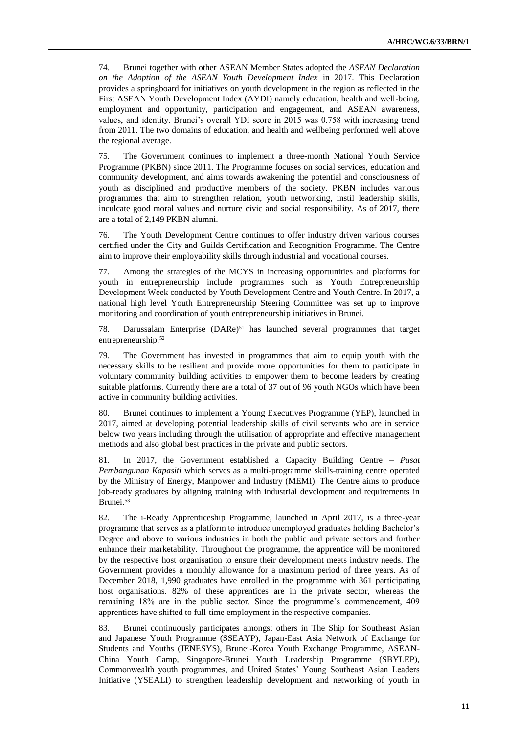74. Brunei together with other ASEAN Member States adopted the *ASEAN Declaration on the Adoption of the ASEAN Youth Development Index* in 2017. This Declaration provides a springboard for initiatives on youth development in the region as reflected in the First ASEAN Youth Development Index (AYDI) namely education, health and well-being, employment and opportunity, participation and engagement, and ASEAN awareness, values, and identity. Brunei's overall YDI score in 2015 was 0.758 with increasing trend from 2011. The two domains of education, and health and wellbeing performed well above the regional average.

75. The Government continues to implement a three-month National Youth Service Programme (PKBN) since 2011. The Programme focuses on social services, education and community development, and aims towards awakening the potential and consciousness of youth as disciplined and productive members of the society. PKBN includes various programmes that aim to strengthen relation, youth networking, instil leadership skills, inculcate good moral values and nurture civic and social responsibility. As of 2017, there are a total of 2,149 PKBN alumni.

76. The Youth Development Centre continues to offer industry driven various courses certified under the City and Guilds Certification and Recognition Programme. The Centre aim to improve their employability skills through industrial and vocational courses.

77. Among the strategies of the MCYS in increasing opportunities and platforms for youth in entrepreneurship include programmes such as Youth Entrepreneurship Development Week conducted by Youth Development Centre and Youth Centre. In 2017, a national high level Youth Entrepreneurship Steering Committee was set up to improve monitoring and coordination of youth entrepreneurship initiatives in Brunei.

78. Darussalam Enterprise (DARe)[51] has launched several programmes that target entrepreneurship.[52]

79. The Government has invested in programmes that aim to equip youth with the necessary skills to be resilient and provide more opportunities for them to participate in voluntary community building activities to empower them to become leaders by creating suitable platforms. Currently there are a total of 37 out of 96 youth NGOs which have been active in community building activities.

80. Brunei continues to implement a Young Executives Programme (YEP), launched in 2017, aimed at developing potential leadership skills of civil servants who are in service below two years including through the utilisation of appropriate and effective management methods and also global best practices in the private and public sectors.

81. In 2017, the Government established a Capacity Building Centre – *Pusat Pembangunan Kapasiti* which serves as a multi-programme skills-training centre operated by the Ministry of Energy, Manpower and Industry (MEMI). The Centre aims to produce job-ready graduates by aligning training with industrial development and requirements in Brunei.[53]

82. The i-Ready Apprenticeship Programme, launched in April 2017, is a three-year programme that serves as a platform to introduce unemployed graduates holding Bachelor's Degree and above to various industries in both the public and private sectors and further enhance their marketability. Throughout the programme, the apprentice will be monitored by the respective host organisation to ensure their development meets industry needs. The Government provides a monthly allowance for a maximum period of three years. As of December 2018, 1,990 graduates have enrolled in the programme with 361 participating host organisations. 82% of these apprentices are in the private sector, whereas the remaining 18% are in the public sector. Since the programme's commencement, 409 apprentices have shifted to full-time employment in the respective companies.

83. Brunei continuously participates amongst others in The Ship for Southeast Asian and Japanese Youth Programme (SSEAYP), Japan-East Asia Network of Exchange for Students and Youths (JENESYS), Brunei-Korea Youth Exchange Programme, ASEAN-China Youth Camp, Singapore-Brunei Youth Leadership Programme (SBYLEP), Commonwealth youth programmes, and United States' Young Southeast Asian Leaders Initiative (YSEALI) to strengthen leadership development and networking of youth in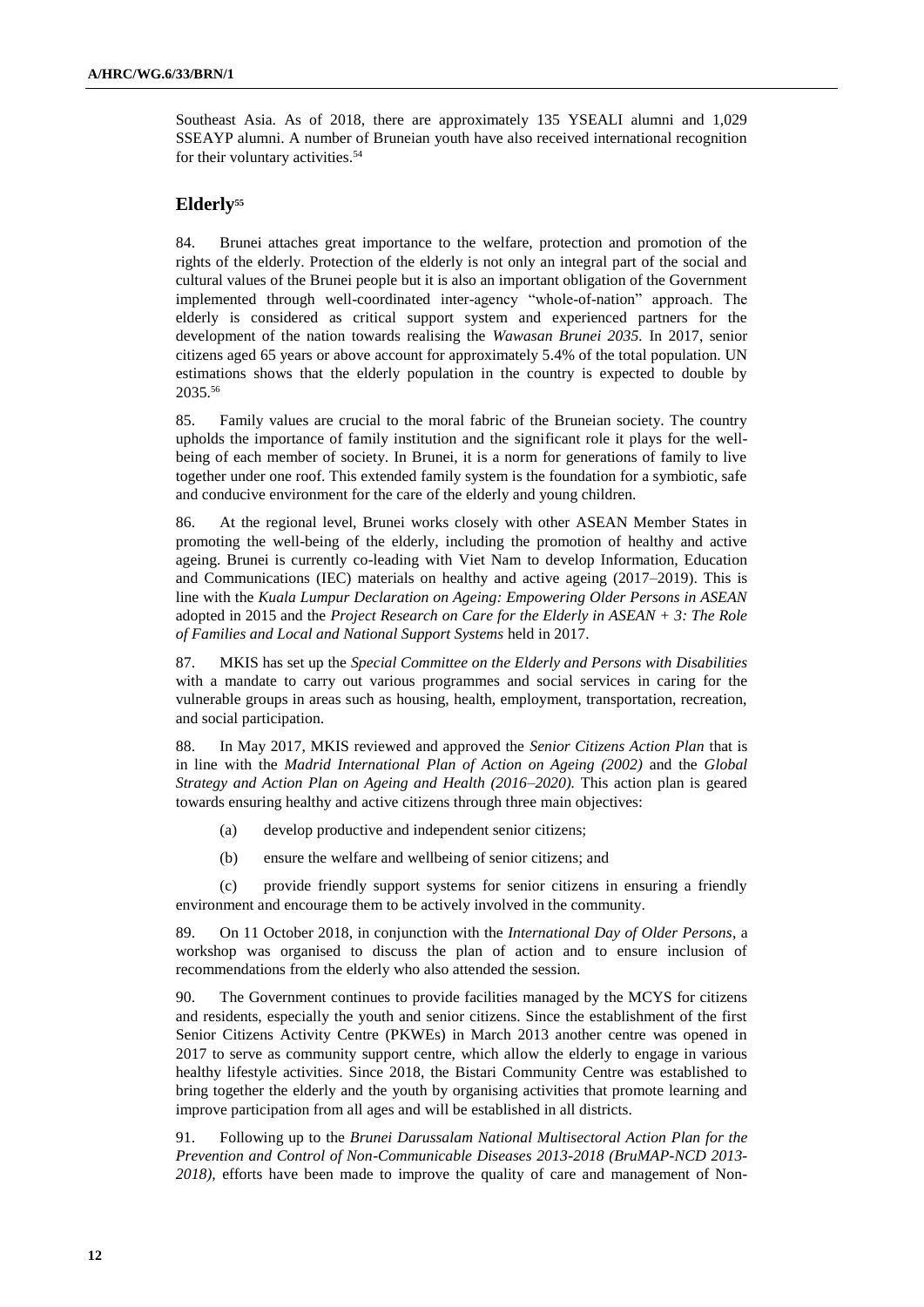Southeast Asia. As of 2018, there are approximately 135 YSEALI alumni and 1,029 SSEAYP alumni. A number of Bruneian youth have also received international recognition for their voluntary activities.[54]

## Elderly[55]

84. Brunei attaches great importance to the welfare, protection and promotion of the rights of the elderly. Protection of the elderly is not only an integral part of the social and cultural values of the Brunei people but it is also an important obligation of the Government implemented through well-coordinated inter-agency "whole-of-nation" approach. The elderly is considered as critical support system and experienced partners for the development of the nation towards realising the *Wawasan Brunei 2035.* In 2017, senior citizens aged 65 years or above account for approximately 5.4% of the total population. UN estimations shows that the elderly population in the country is expected to double by 2035.[56]

85. Family values are crucial to the moral fabric of the Bruneian society. The country upholds the importance of family institution and the significant role it plays for the well-being of each member of society. In Brunei, it is a norm for generations of family to live together under one roof. This extended family system is the foundation for a symbiotic, safe and conducive environment for the care of the elderly and young children.

86. At the regional level, Brunei works closely with other ASEAN Member States in promoting the well-being of the elderly, including the promotion of healthy and active ageing. Brunei is currently co-leading with Viet Nam to develop Information, Education and Communications (IEC) materials on healthy and active ageing (2017–2019). This is line with the *Kuala Lumpur Declaration on Ageing: Empowering Older Persons in ASEAN* adopted in 2015 and the *Project Research on Care for the Elderly in ASEAN + 3: The Role of Families and Local and National Support Systems* held in 2017.

87. MKIS has set up the *Special Committee on the Elderly and Persons with Disabilities* with a mandate to carry out various programmes and social services in caring for the vulnerable groups in areas such as housing, health, employment, transportation, recreation, and social participation.

88. In May 2017, MKIS reviewed and approved the *Senior Citizens Action Plan* that is in line with the *Madrid International Plan of Action on Ageing (2002)* and the *Global Strategy and Action Plan on Ageing and Health (2016–2020).* This action plan is geared towards ensuring healthy and active citizens through three main objectives:

(a) develop productive and independent senior citizens;

(b) ensure the welfare and wellbeing of senior citizens; and

(c) provide friendly support systems for senior citizens in ensuring a friendly environment and encourage them to be actively involved in the community.

89. On 11 October 2018, in conjunction with the *International Day of Older Persons*, a workshop was organised to discuss the plan of action and to ensure inclusion of recommendations from the elderly who also attended the session.

90. The Government continues to provide facilities managed by the MCYS for citizens and residents, especially the youth and senior citizens. Since the establishment of the first Senior Citizens Activity Centre (PKWEs) in March 2013 another centre was opened in 2017 to serve as community support centre, which allow the elderly to engage in various healthy lifestyle activities. Since 2018, the Bistari Community Centre was established to bring together the elderly and the youth by organising activities that promote learning and improve participation from all ages and will be established in all districts.

91. Following up to the *Brunei Darussalam National Multisectoral Action Plan for the Prevention and Control of Non-Communicable Diseases 2013-2018 (BruMAP-NCD 2013-2018)*, efforts have been made to improve the quality of care and management of Non-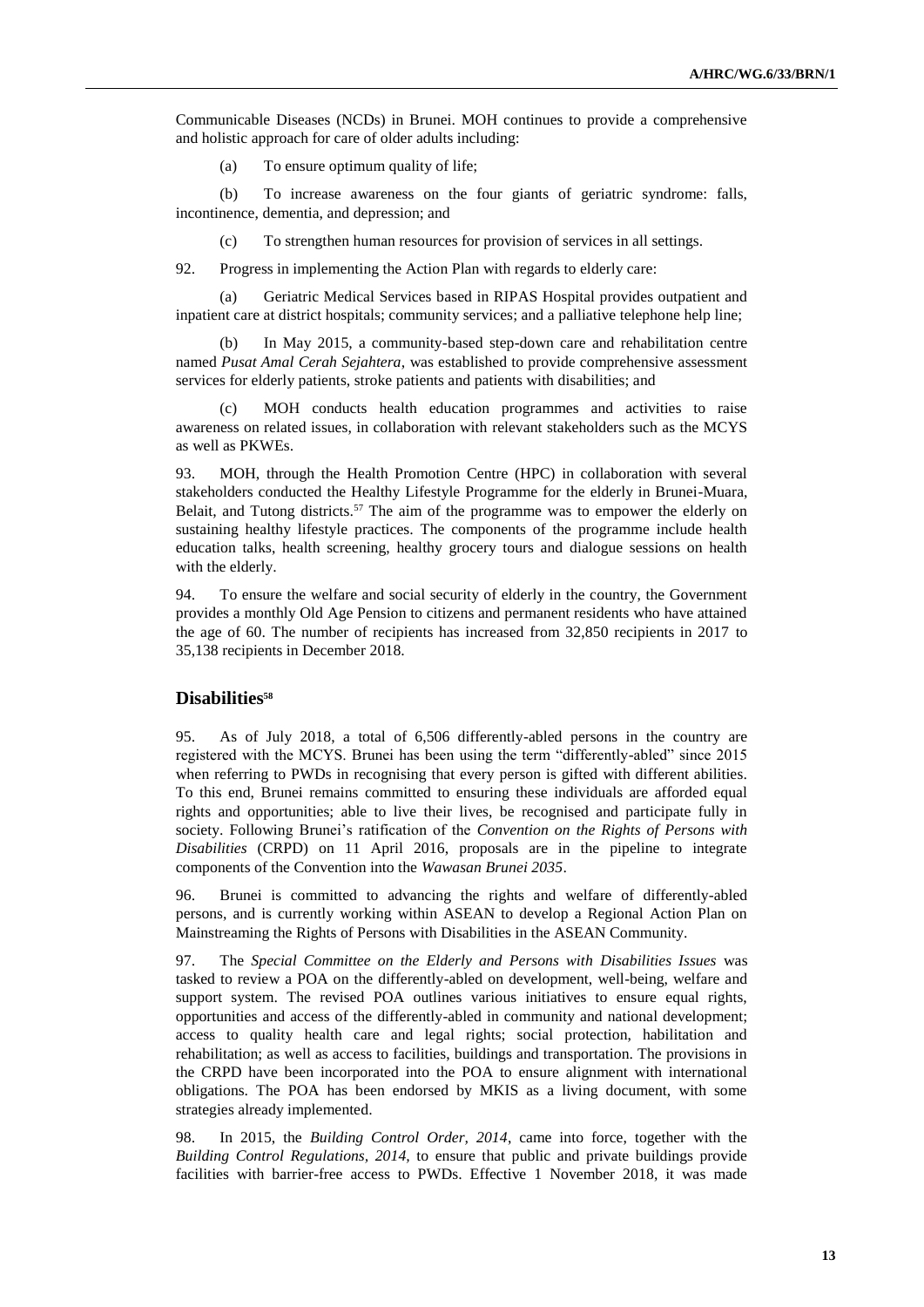Communicable Diseases (NCDs) in Brunei. MOH continues to provide a comprehensive and holistic approach for care of older adults including:

(a) To ensure optimum quality of life;

(b) To increase awareness on the four giants of geriatric syndrome: falls, incontinence, dementia, and depression; and

(c) To strengthen human resources for provision of services in all settings.

92. Progress in implementing the Action Plan with regards to elderly care:

(a) Geriatric Medical Services based in RIPAS Hospital provides outpatient and inpatient care at district hospitals; community services; and a palliative telephone help line;

(b) In May 2015, a community-based step-down care and rehabilitation centre named *Pusat Amal Cerah Sejahtera*, was established to provide comprehensive assessment services for elderly patients, stroke patients and patients with disabilities; and

(c) MOH conducts health education programmes and activities to raise awareness on related issues, in collaboration with relevant stakeholders such as the MCYS as well as PKWEs.

93. MOH, through the Health Promotion Centre (HPC) in collaboration with several stakeholders conducted the Healthy Lifestyle Programme for the elderly in Brunei-Muara, Belait, and Tutong districts.[57] The aim of the programme was to empower the elderly on sustaining healthy lifestyle practices. The components of the programme include health education talks, health screening, healthy grocery tours and dialogue sessions on health with the elderly.

94. To ensure the welfare and social security of elderly in the country, the Government provides a monthly Old Age Pension to citizens and permanent residents who have attained the age of 60. The number of recipients has increased from 32,850 recipients in 2017 to 35,138 recipients in December 2018.

## Disabilities[58]

95. As of July 2018, a total of 6,506 differently-abled persons in the country are registered with the MCYS. Brunei has been using the term "differently-abled" since 2015 when referring to PWDs in recognising that every person is gifted with different abilities. To this end, Brunei remains committed to ensuring these individuals are afforded equal rights and opportunities; able to live their lives, be recognised and participate fully in society. Following Brunei's ratification of the *Convention on the Rights of Persons with Disabilities* (CRPD) on 11 April 2016, proposals are in the pipeline to integrate components of the Convention into the *Wawasan Brunei 2035*.

96. Brunei is committed to advancing the rights and welfare of differently-abled persons, and is currently working within ASEAN to develop a Regional Action Plan on Mainstreaming the Rights of Persons with Disabilities in the ASEAN Community.

97. The *Special Committee on the Elderly and Persons with Disabilities Issues* was tasked to review a POA on the differently-abled on development, well-being, welfare and support system. The revised POA outlines various initiatives to ensure equal rights, opportunities and access of the differently-abled in community and national development; access to quality health care and legal rights; social protection, habilitation and rehabilitation; as well as access to facilities, buildings and transportation. The provisions in the CRPD have been incorporated into the POA to ensure alignment with international obligations. The POA has been endorsed by MKIS as a living document, with some strategies already implemented.

98. In 2015, the *Building Control Order, 2014*, came into force, together with the *Building Control Regulations, 2014*, to ensure that public and private buildings provide facilities with barrier-free access to PWDs. Effective 1 November 2018, it was made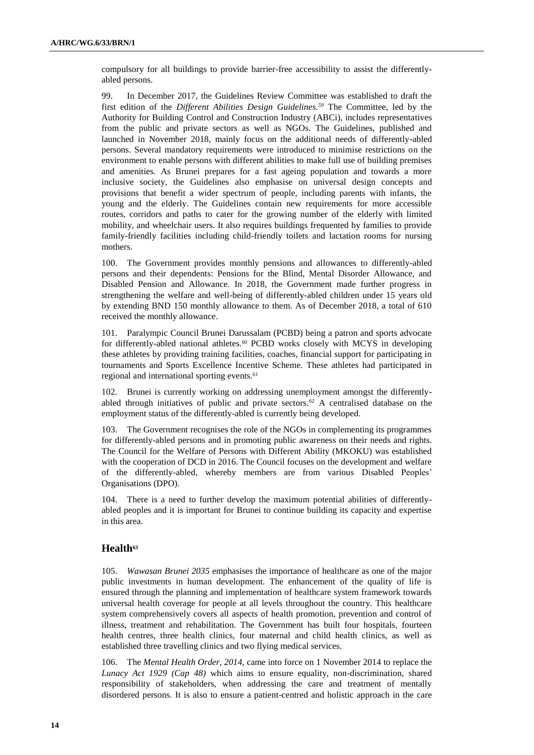compulsory for all buildings to provide barrier-free accessibility to assist the differently-abled persons.

99. In December 2017, the Guidelines Review Committee was established to draft the first edition of the *Different Abilities Design Guidelines.*[59] The Committee, led by the Authority for Building Control and Construction Industry (ABCi), includes representatives from the public and private sectors as well as NGOs. The Guidelines, published and launched in November 2018, mainly focus on the additional needs of differently-abled persons. Several mandatory requirements were introduced to minimise restrictions on the environment to enable persons with different abilities to make full use of building premises and amenities. As Brunei prepares for a fast ageing population and towards a more inclusive society, the Guidelines also emphasise on universal design concepts and provisions that benefit a wider spectrum of people, including parents with infants, the young and the elderly. The Guidelines contain new requirements for more accessible routes, corridors and paths to cater for the growing number of the elderly with limited mobility, and wheelchair users. It also requires buildings frequented by families to provide family-friendly facilities including child-friendly toilets and lactation rooms for nursing mothers.

100. The Government provides monthly pensions and allowances to differently-abled persons and their dependents: Pensions for the Blind, Mental Disorder Allowance, and Disabled Pension and Allowance. In 2018, the Government made further progress in strengthening the welfare and well-being of differently-abled children under 15 years old by extending BND 150 monthly allowance to them. As of December 2018, a total of 610 received the monthly allowance.

101. Paralympic Council Brunei Darussalam (PCBD) being a patron and sports advocate for differently-abled national athletes.[60] PCBD works closely with MCYS in developing these athletes by providing training facilities, coaches, financial support for participating in tournaments and Sports Excellence Incentive Scheme. These athletes had participated in regional and international sporting events.[61]

102. Brunei is currently working on addressing unemployment amongst the differently-abled through initiatives of public and private sectors.[62] A centralised database on the employment status of the differently-abled is currently being developed.

103. The Government recognises the role of the NGOs in complementing its programmes for differently-abled persons and in promoting public awareness on their needs and rights. The Council for the Welfare of Persons with Different Ability (MKOKU) was established with the cooperation of DCD in 2016. The Council focuses on the development and welfare of the differently-abled, whereby members are from various Disabled Peoples' Organisations (DPO).

104. There is a need to further develop the maximum potential abilities of differently-abled peoples and it is important for Brunei to continue building its capacity and expertise in this area.

## Health[63]

105. *Wawasan Brunei 2035* emphasises the importance of healthcare as one of the major public investments in human development. The enhancement of the quality of life is ensured through the planning and implementation of healthcare system framework towards universal health coverage for people at all levels throughout the country. This healthcare system comprehensively covers all aspects of health promotion, prevention and control of illness, treatment and rehabilitation. The Government has built four hospitals, fourteen health centres, three health clinics, four maternal and child health clinics, as well as established three travelling clinics and two flying medical services.

106. The *Mental Health Order, 2014*, came into force on 1 November 2014 to replace the *Lunacy Act 1929 (Cap 48)* which aims to ensure equality, non-discrimination, shared responsibility of stakeholders, when addressing the care and treatment of mentally disordered persons. It is also to ensure a patient-centred and holistic approach in the care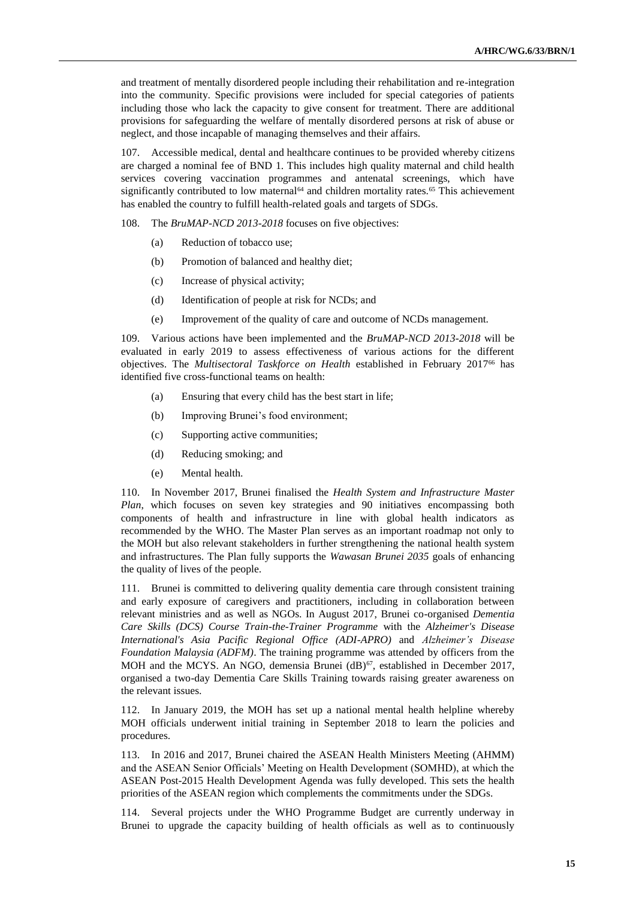and treatment of mentally disordered people including their rehabilitation and re-integration into the community. Specific provisions were included for special categories of patients including those who lack the capacity to give consent for treatment. There are additional provisions for safeguarding the welfare of mentally disordered persons at risk of abuse or neglect, and those incapable of managing themselves and their affairs.

107. Accessible medical, dental and healthcare continues to be provided whereby citizens are charged a nominal fee of BND 1. This includes high quality maternal and child health services covering vaccination programmes and antenatal screenings, which have significantly contributed to low maternal[64] and children mortality rates.[65] This achievement has enabled the country to fulfill health-related goals and targets of SDGs.

108. The *BruMAP-NCD 2013-2018* focuses on five objectives:

(a) Reduction of tobacco use;

(b) Promotion of balanced and healthy diet;

(c) Increase of physical activity;

(d) Identification of people at risk for NCDs; and

(e) Improvement of the quality of care and outcome of NCDs management.

109. Various actions have been implemented and the *BruMAP-NCD 2013-2018* will be evaluated in early 2019 to assess effectiveness of various actions for the different objectives. The *Multisectoral Taskforce on Health* established in February 2017[66] has identified five cross-functional teams on health:

(a) Ensuring that every child has the best start in life;

(b) Improving Brunei's food environment;

(c) Supporting active communities;

(d) Reducing smoking; and

(e) Mental health.

110. In November 2017, Brunei finalised the *Health System and Infrastructure Master Plan*, which focuses on seven key strategies and 90 initiatives encompassing both components of health and infrastructure in line with global health indicators as recommended by the WHO. The Master Plan serves as an important roadmap not only to the MOH but also relevant stakeholders in further strengthening the national health system and infrastructures. The Plan fully supports the *Wawasan Brunei 2035* goals of enhancing the quality of lives of the people.

111. Brunei is committed to delivering quality dementia care through consistent training and early exposure of caregivers and practitioners, including in collaboration between relevant ministries and as well as NGOs. In August 2017, Brunei co-organised *Dementia Care Skills (DCS) Course Train-the-Trainer Programme* with the *Alzheimer's Disease International's Asia Pacific Regional Office (ADI-APRO)* and *Alzheimer's Disease Foundation Malaysia (ADFM)*. The training programme was attended by officers from the MOH and the MCYS. An NGO, demensia Brunei (dB)[67], established in December 2017, organised a two-day Dementia Care Skills Training towards raising greater awareness on the relevant issues.

112. In January 2019, the MOH has set up a national mental health helpline whereby MOH officials underwent initial training in September 2018 to learn the policies and procedures.

113. In 2016 and 2017, Brunei chaired the ASEAN Health Ministers Meeting (AHMM) and the ASEAN Senior Officials' Meeting on Health Development (SOMHD), at which the ASEAN Post-2015 Health Development Agenda was fully developed. This sets the health priorities of the ASEAN region which complements the commitments under the SDGs.

114. Several projects under the WHO Programme Budget are currently underway in Brunei to upgrade the capacity building of health officials as well as to continuously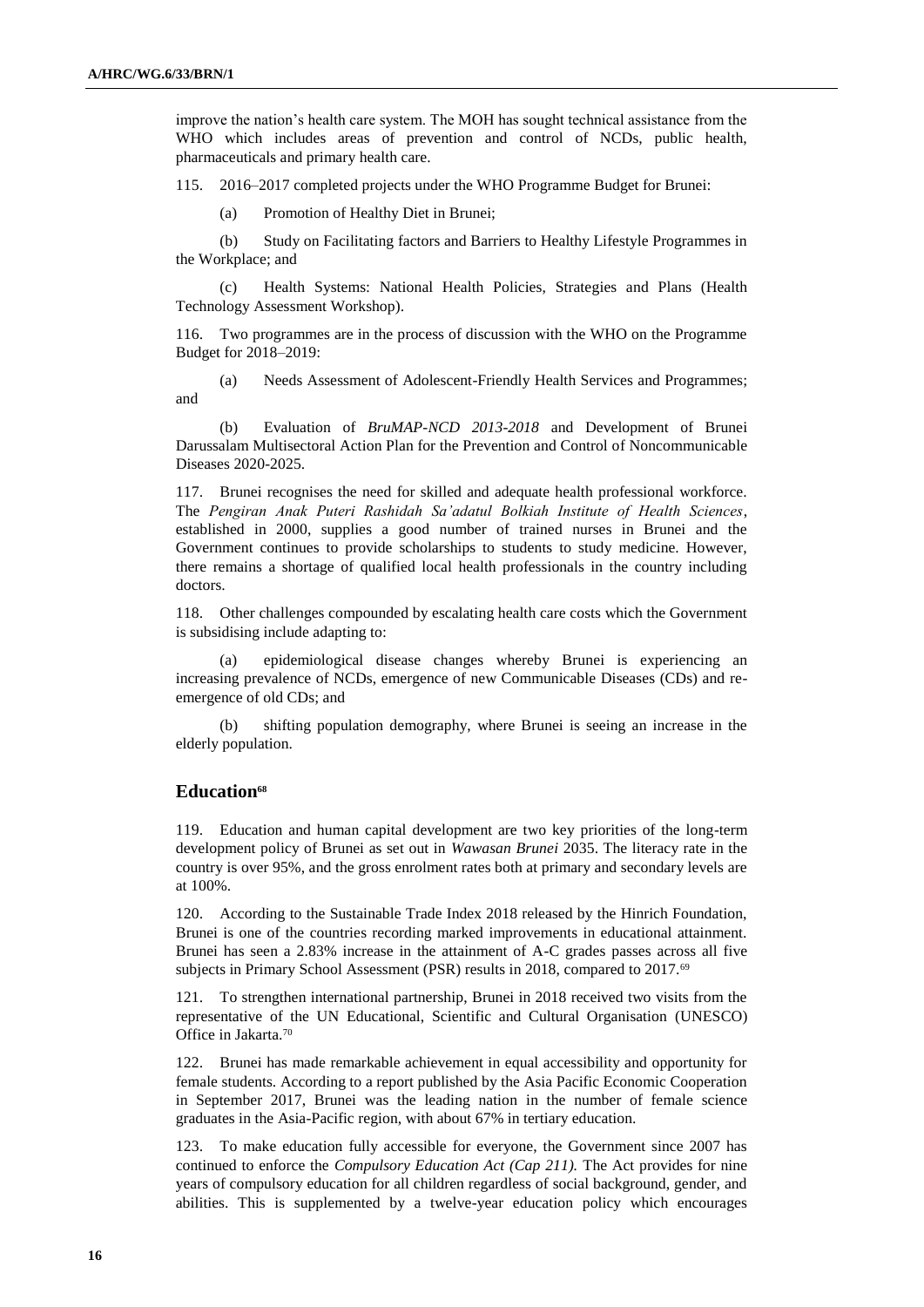improve the nation's health care system. The MOH has sought technical assistance from the WHO which includes areas of prevention and control of NCDs, public health, pharmaceuticals and primary health care.

115. 2016–2017 completed projects under the WHO Programme Budget for Brunei:

(a) Promotion of Healthy Diet in Brunei;

(b) Study on Facilitating factors and Barriers to Healthy Lifestyle Programmes in the Workplace; and

(c) Health Systems: National Health Policies, Strategies and Plans (Health Technology Assessment Workshop).

116. Two programmes are in the process of discussion with the WHO on the Programme Budget for 2018–2019:

(a) Needs Assessment of Adolescent-Friendly Health Services and Programmes; and

(b) Evaluation of *BruMAP-NCD 2013-2018* and Development of Brunei Darussalam Multisectoral Action Plan for the Prevention and Control of Noncommunicable Diseases 2020-2025.

117. Brunei recognises the need for skilled and adequate health professional workforce. The *Pengiran Anak Puteri Rashidah Sa'adatul Bolkiah Institute of Health Sciences*, established in 2000, supplies a good number of trained nurses in Brunei and the Government continues to provide scholarships to students to study medicine. However, there remains a shortage of qualified local health professionals in the country including doctors.

118. Other challenges compounded by escalating health care costs which the Government is subsidising include adapting to:

(a) epidemiological disease changes whereby Brunei is experiencing an increasing prevalence of NCDs, emergence of new Communicable Diseases (CDs) and re-emergence of old CDs; and

(b) shifting population demography, where Brunei is seeing an increase in the elderly population.

## Education[68]

119. Education and human capital development are two key priorities of the long-term development policy of Brunei as set out in *Wawasan Brunei* 2035. The literacy rate in the country is over 95%, and the gross enrolment rates both at primary and secondary levels are at 100%.

120. According to the Sustainable Trade Index 2018 released by the Hinrich Foundation, Brunei is one of the countries recording marked improvements in educational attainment. Brunei has seen a 2.83% increase in the attainment of A-C grades passes across all five subjects in Primary School Assessment (PSR) results in 2018, compared to 2017.[69]

121. To strengthen international partnership, Brunei in 2018 received two visits from the representative of the UN Educational, Scientific and Cultural Organisation (UNESCO) Office in Jakarta.[70]

122. Brunei has made remarkable achievement in equal accessibility and opportunity for female students. According to a report published by the Asia Pacific Economic Cooperation in September 2017, Brunei was the leading nation in the number of female science graduates in the Asia-Pacific region, with about 67% in tertiary education.

123. To make education fully accessible for everyone, the Government since 2007 has continued to enforce the *Compulsory Education Act (Cap 211).* The Act provides for nine years of compulsory education for all children regardless of social background, gender, and abilities. This is supplemented by a twelve-year education policy which encourages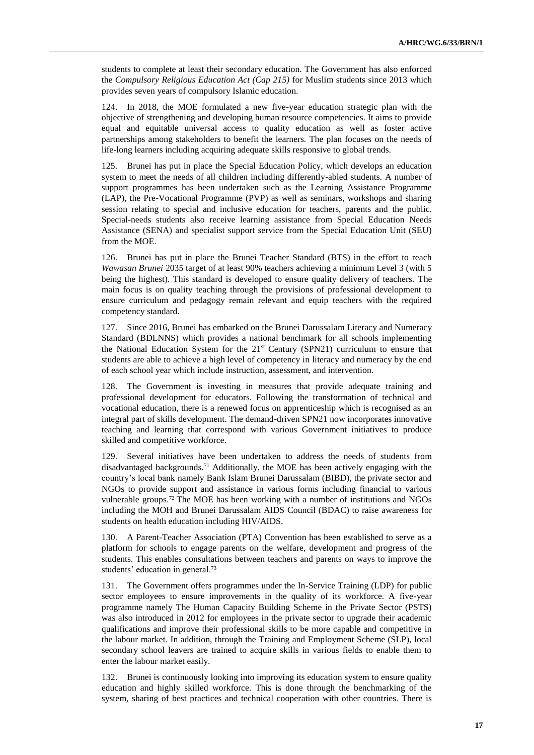students to complete at least their secondary education. The Government has also enforced the *Compulsory Religious Education Act (Cap 215)* for Muslim students since 2013 which provides seven years of compulsory Islamic education.

124. In 2018, the MOE formulated a new five-year education strategic plan with the objective of strengthening and developing human resource competencies. It aims to provide equal and equitable universal access to quality education as well as foster active partnerships among stakeholders to benefit the learners. The plan focuses on the needs of life-long learners including acquiring adequate skills responsive to global trends.

125. Brunei has put in place the Special Education Policy, which develops an education system to meet the needs of all children including differently-abled students. A number of support programmes has been undertaken such as the Learning Assistance Programme (LAP), the Pre-Vocational Programme (PVP) as well as seminars, workshops and sharing session relating to special and inclusive education for teachers, parents and the public. Special-needs students also receive learning assistance from Special Education Needs Assistance (SENA) and specialist support service from the Special Education Unit (SEU) from the MOE.

126. Brunei has put in place the Brunei Teacher Standard (BTS) in the effort to reach *Wawasan Brunei* 2035 target of at least 90% teachers achieving a minimum Level 3 (with 5 being the highest). This standard is developed to ensure quality delivery of teachers. The main focus is on quality teaching through the provisions of professional development to ensure curriculum and pedagogy remain relevant and equip teachers with the required competency standard.

127. Since 2016, Brunei has embarked on the Brunei Darussalam Literacy and Numeracy Standard (BDLNNS) which provides a national benchmark for all schools implementing the National Education System for the 21st Century (SPN21) curriculum to ensure that students are able to achieve a high level of competency in literacy and numeracy by the end of each school year which include instruction, assessment, and intervention.

128. The Government is investing in measures that provide adequate training and professional development for educators. Following the transformation of technical and vocational education, there is a renewed focus on apprenticeship which is recognised as an integral part of skills development. The demand-driven SPN21 now incorporates innovative teaching and learning that correspond with various Government initiatives to produce skilled and competitive workforce.

129. Several initiatives have been undertaken to address the needs of students from disadvantaged backgrounds.[71] Additionally, the MOE has been actively engaging with the country's local bank namely Bank Islam Brunei Darussalam (BIBD), the private sector and NGOs to provide support and assistance in various forms including financial to various vulnerable groups.[72] The MOE has been working with a number of institutions and NGOs including the MOH and Brunei Darussalam AIDS Council (BDAC) to raise awareness for students on health education including HIV/AIDS.

130. A Parent-Teacher Association (PTA) Convention has been established to serve as a platform for schools to engage parents on the welfare, development and progress of the students. This enables consultations between teachers and parents on ways to improve the students' education in general.[73]

131. The Government offers programmes under the In-Service Training (LDP) for public sector employees to ensure improvements in the quality of its workforce. A five-year programme namely The Human Capacity Building Scheme in the Private Sector (PSTS) was also introduced in 2012 for employees in the private sector to upgrade their academic qualifications and improve their professional skills to be more capable and competitive in the labour market. In addition, through the Training and Employment Scheme (SLP), local secondary school leavers are trained to acquire skills in various fields to enable them to enter the labour market easily.

132. Brunei is continuously looking into improving its education system to ensure quality education and highly skilled workforce. This is done through the benchmarking of the system, sharing of best practices and technical cooperation with other countries. There is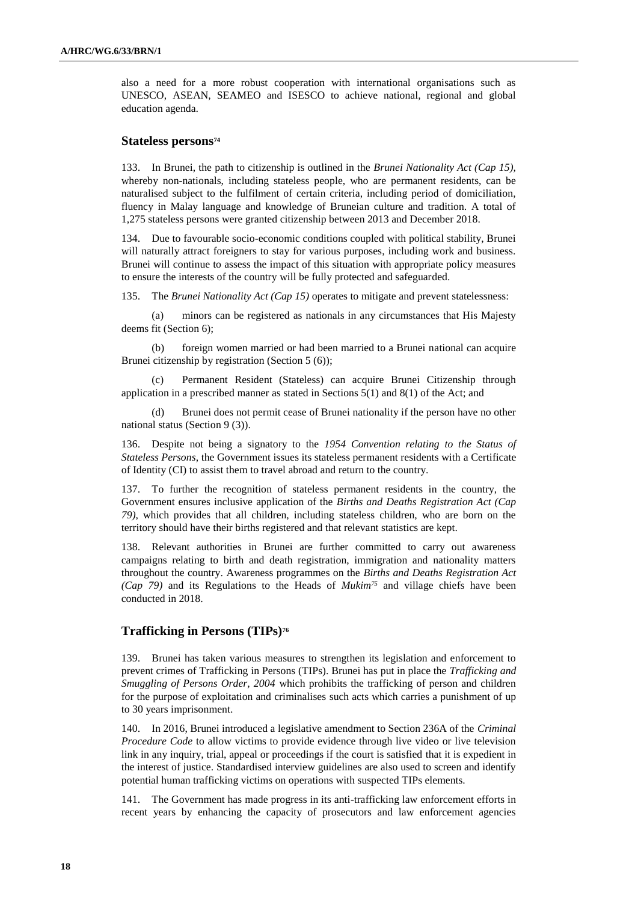also a need for a more robust cooperation with international organisations such as UNESCO, ASEAN, SEAMEO and ISESCO to achieve national, regional and global education agenda.

## Stateless persons[74]

133. In Brunei, the path to citizenship is outlined in the *Brunei Nationality Act (Cap 15),* whereby non-nationals, including stateless people, who are permanent residents, can be naturalised subject to the fulfilment of certain criteria, including period of domiciliation, fluency in Malay language and knowledge of Bruneian culture and tradition. A total of 1,275 stateless persons were granted citizenship between 2013 and December 2018.

134. Due to favourable socio-economic conditions coupled with political stability, Brunei will naturally attract foreigners to stay for various purposes, including work and business. Brunei will continue to assess the impact of this situation with appropriate policy measures to ensure the interests of the country will be fully protected and safeguarded.

135. The *Brunei Nationality Act (Cap 15)* operates to mitigate and prevent statelessness:

(a) minors can be registered as nationals in any circumstances that His Majesty deems fit (Section 6);

(b) foreign women married or had been married to a Brunei national can acquire Brunei citizenship by registration (Section 5 (6));

(c) Permanent Resident (Stateless) can acquire Brunei Citizenship through application in a prescribed manner as stated in Sections 5(1) and 8(1) of the Act; and

(d) Brunei does not permit cease of Brunei nationality if the person have no other national status (Section 9 (3)).

136. Despite not being a signatory to the *1954 Convention relating to the Status of Stateless Persons*, the Government issues its stateless permanent residents with a Certificate of Identity (CI) to assist them to travel abroad and return to the country.

137. To further the recognition of stateless permanent residents in the country, the Government ensures inclusive application of the *Births and Deaths Registration Act (Cap 79)*, which provides that all children, including stateless children, who are born on the territory should have their births registered and that relevant statistics are kept.

138. Relevant authorities in Brunei are further committed to carry out awareness campaigns relating to birth and death registration, immigration and nationality matters throughout the country. Awareness programmes on the *Births and Deaths Registration Act (Cap 79)* and its Regulations to the Heads of *Mukim*[75] and village chiefs have been conducted in 2018.

## Trafficking in Persons (TIPs)[76]

139. Brunei has taken various measures to strengthen its legislation and enforcement to prevent crimes of Trafficking in Persons (TIPs). Brunei has put in place the *Trafficking and Smuggling of Persons Order, 2004* which prohibits the trafficking of person and children for the purpose of exploitation and criminalises such acts which carries a punishment of up to 30 years imprisonment.

140. In 2016, Brunei introduced a legislative amendment to Section 236A of the *Criminal Procedure Code* to allow victims to provide evidence through live video or live television link in any inquiry, trial, appeal or proceedings if the court is satisfied that it is expedient in the interest of justice. Standardised interview guidelines are also used to screen and identify potential human trafficking victims on operations with suspected TIPs elements.

141. The Government has made progress in its anti-trafficking law enforcement efforts in recent years by enhancing the capacity of prosecutors and law enforcement agencies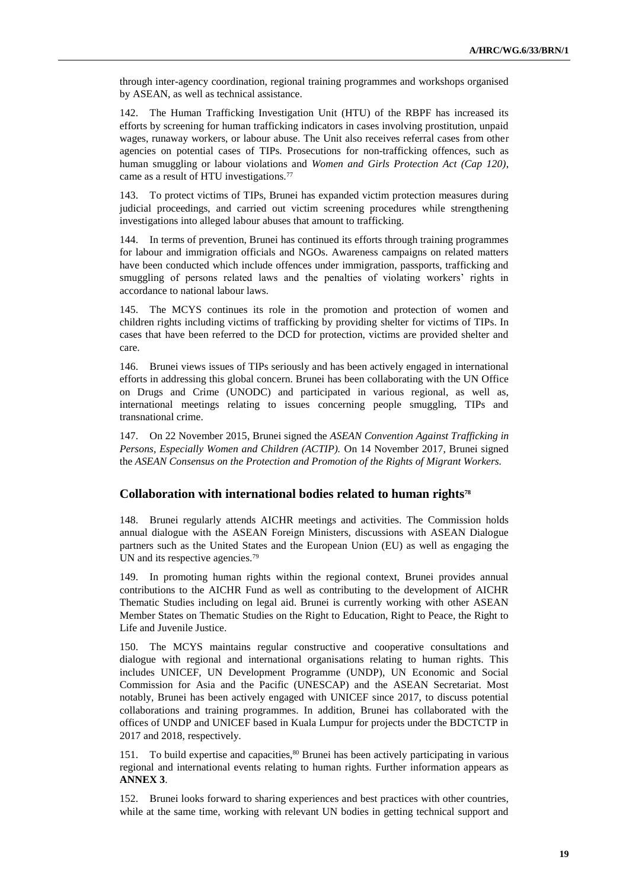through inter-agency coordination, regional training programmes and workshops organised by ASEAN, as well as technical assistance.

142. The Human Trafficking Investigation Unit (HTU) of the RBPF has increased its efforts by screening for human trafficking indicators in cases involving prostitution, unpaid wages, runaway workers, or labour abuse. The Unit also receives referral cases from other agencies on potential cases of TIPs. Prosecutions for non-trafficking offences, such as human smuggling or labour violations and *Women and Girls Protection Act (Cap 120)*, came as a result of HTU investigations.[77]

143. To protect victims of TIPs, Brunei has expanded victim protection measures during judicial proceedings, and carried out victim screening procedures while strengthening investigations into alleged labour abuses that amount to trafficking.

144. In terms of prevention, Brunei has continued its efforts through training programmes for labour and immigration officials and NGOs. Awareness campaigns on related matters have been conducted which include offences under immigration, passports, trafficking and smuggling of persons related laws and the penalties of violating workers' rights in accordance to national labour laws.

145. The MCYS continues its role in the promotion and protection of women and children rights including victims of trafficking by providing shelter for victims of TIPs. In cases that have been referred to the DCD for protection, victims are provided shelter and care.

146. Brunei views issues of TIPs seriously and has been actively engaged in international efforts in addressing this global concern. Brunei has been collaborating with the UN Office on Drugs and Crime (UNODC) and participated in various regional, as well as, international meetings relating to issues concerning people smuggling, TIPs and transnational crime.

147. On 22 November 2015, Brunei signed the *ASEAN Convention Against Trafficking in Persons, Especially Women and Children (ACTIP).* On 14 November 2017, Brunei signed the *ASEAN Consensus on the Protection and Promotion of the Rights of Migrant Workers.*

## Collaboration with international bodies related to human rights[78]

148. Brunei regularly attends AICHR meetings and activities. The Commission holds annual dialogue with the ASEAN Foreign Ministers, discussions with ASEAN Dialogue partners such as the United States and the European Union (EU) as well as engaging the UN and its respective agencies.[79]

149. In promoting human rights within the regional context, Brunei provides annual contributions to the AICHR Fund as well as contributing to the development of AICHR Thematic Studies including on legal aid. Brunei is currently working with other ASEAN Member States on Thematic Studies on the Right to Education, Right to Peace, the Right to Life and Juvenile Justice.

150. The MCYS maintains regular constructive and cooperative consultations and dialogue with regional and international organisations relating to human rights. This includes UNICEF, UN Development Programme (UNDP), UN Economic and Social Commission for Asia and the Pacific (UNESCAP) and the ASEAN Secretariat. Most notably, Brunei has been actively engaged with UNICEF since 2017, to discuss potential collaborations and training programmes. In addition, Brunei has collaborated with the offices of UNDP and UNICEF based in Kuala Lumpur for projects under the BDCTCTP in 2017 and 2018, respectively.

151. To build expertise and capacities,[80] Brunei has been actively participating in various regional and international events relating to human rights. Further information appears as **ANNEX 3**.

152. Brunei looks forward to sharing experiences and best practices with other countries, while at the same time, working with relevant UN bodies in getting technical support and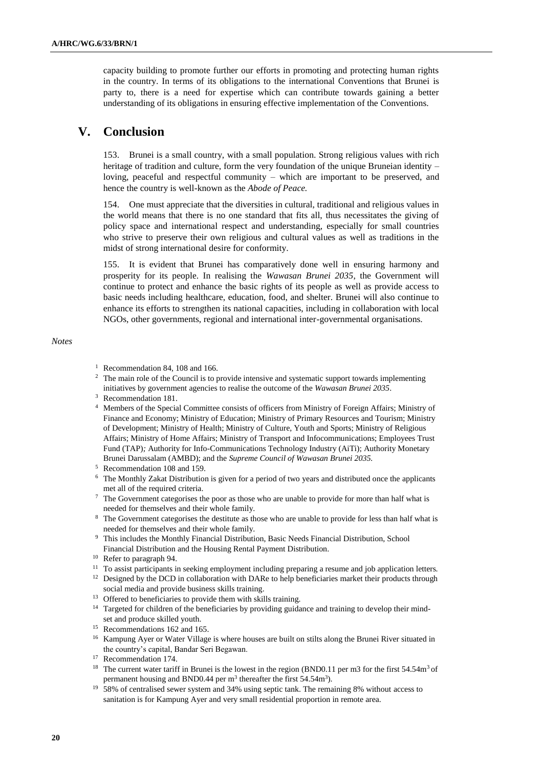capacity building to promote further our efforts in promoting and protecting human rights in the country. In terms of its obligations to the international Conventions that Brunei is party to, there is a need for expertise which can contribute towards gaining a better understanding of its obligations in ensuring effective implementation of the Conventions.

# V. Conclusion

153. Brunei is a small country, with a small population. Strong religious values with rich heritage of tradition and culture, form the very foundation of the unique Bruneian identity – loving, peaceful and respectful community – which are important to be preserved, and hence the country is well-known as the *Abode of Peace.*

154. One must appreciate that the diversities in cultural, traditional and religious values in the world means that there is no one standard that fits all, thus necessitates the giving of policy space and international respect and understanding, especially for small countries who strive to preserve their own religious and cultural values as well as traditions in the midst of strong international desire for conformity.

155. It is evident that Brunei has comparatively done well in ensuring harmony and prosperity for its people. In realising the *Wawasan Brunei 2035*, the Government will continue to protect and enhance the basic rights of its people as well as provide access to basic needs including healthcare, education, food, and shelter. Brunei will also continue to enhance its efforts to strengthen its national capacities, including in collaboration with local NGOs, other governments, regional and international inter-governmental organisations.

*Notes*

[1] Recommendation 84, 108 and 166.

[2] The main role of the Council is to provide intensive and systematic support towards implementing initiatives by government agencies to realise the outcome of the *Wawasan Brunei 2035*.

[3] Recommendation 181.

[4] Members of the Special Committee consists of officers from Ministry of Foreign Affairs; Ministry of Finance and Economy; Ministry of Education; Ministry of Primary Resources and Tourism; Ministry of Development; Ministry of Health; Ministry of Culture, Youth and Sports; Ministry of Religious Affairs; Ministry of Home Affairs; Ministry of Transport and Infocommunications; Employees Trust Fund (TAP)*;* Authority for Info-Communications Technology Industry (AiTi); Authority Monetary Brunei Darussalam (AMBD); and the *Supreme Council of Wawasan Brunei 2035.*

[5] Recommendation 108 and 159.

[6] The Monthly Zakat Distribution is given for a period of two years and distributed once the applicants met all of the required criteria.

[7] The Government categorises the poor as those who are unable to provide for more than half what is needed for themselves and their whole family.

[8] The Government categorises the destitute as those who are unable to provide for less than half what is needed for themselves and their whole family.

[9] This includes the Monthly Financial Distribution, Basic Needs Financial Distribution, School Financial Distribution and the Housing Rental Payment Distribution.

[10] Refer to paragraph 94.

[11] To assist participants in seeking employment including preparing a resume and job application letters.

[12] Designed by the DCD in collaboration with DARe to help beneficiaries market their products through social media and provide business skills training.

[13] Offered to beneficiaries to provide them with skills training.

[14] Targeted for children of the beneficiaries by providing guidance and training to develop their mind-set and produce skilled youth.

[15] Recommendations 162 and 165.

[16] Kampung Ayer or Water Village is where houses are built on stilts along the Brunei River situated in the country's capital, Bandar Seri Begawan.

[17] Recommendation 174.

[18] The current water tariff in Brunei is the lowest in the region (BND0.11 per m3 for the first 54.54$m^3$ of permanent housing and BND0.44 per $m^3$ thereafter the first 54.54$m^3$).

[19] 58% of centralised sewer system and 34% using septic tank. The remaining 8% without access to sanitation is for Kampung Ayer and very small residential proportion in remote area.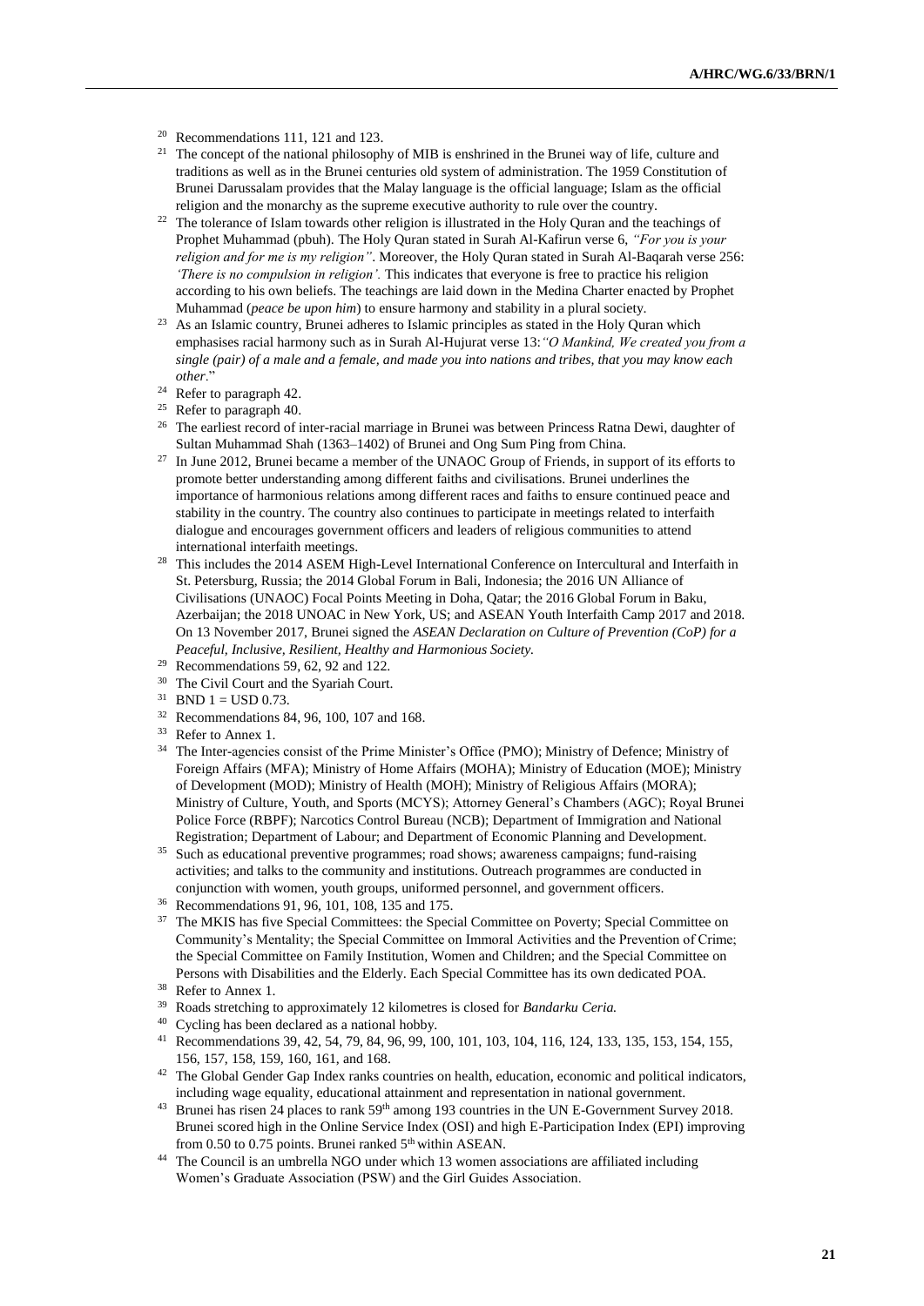[20] Recommendations 111, 121 and 123.

[21] The concept of the national philosophy of MIB is enshrined in the Brunei way of life, culture and traditions as well as in the Brunei centuries old system of administration. The 1959 Constitution of Brunei Darussalam provides that the Malay language is the official language; Islam as the official religion and the monarchy as the supreme executive authority to rule over the country.

[22] The tolerance of Islam towards other religion is illustrated in the Holy Quran and the teachings of Prophet Muhammad (pbuh). The Holy Quran stated in Surah Al-Kafirun verse 6, *"For you is your religion and for me is my religion"*. Moreover, the Holy Quran stated in Surah Al-Baqarah verse 256: *'There is no compulsion in religion'.* This indicates that everyone is free to practice his religion according to his own beliefs. The teachings are laid down in the Medina Charter enacted by Prophet Muhammad (*peace be upon him*) to ensure harmony and stability in a plural society.

[23] As an Islamic country, Brunei adheres to Islamic principles as stated in the Holy Quran which emphasises racial harmony such as in Surah Al-Hujurat verse 13:*"O Mankind, We created you from a single (pair) of a male and a female, and made you into nations and tribes, that you may know each other*."

[24] Refer to paragraph 42.

[25] Refer to paragraph 40.

[26] The earliest record of inter-racial marriage in Brunei was between Princess Ratna Dewi, daughter of Sultan Muhammad Shah (1363–1402) of Brunei and Ong Sum Ping from China.

[27] In June 2012, Brunei became a member of the UNAOC Group of Friends, in support of its efforts to promote better understanding among different faiths and civilisations. Brunei underlines the importance of harmonious relations among different races and faiths to ensure continued peace and stability in the country. The country also continues to participate in meetings related to interfaith dialogue and encourages government officers and leaders of religious communities to attend international interfaith meetings.

[28] This includes the 2014 ASEM High-Level International Conference on Intercultural and Interfaith in St. Petersburg, Russia; the 2014 Global Forum in Bali, Indonesia; the 2016 UN Alliance of Civilisations (UNAOC) Focal Points Meeting in Doha, Qatar; the 2016 Global Forum in Baku, Azerbaijan; the 2018 UNOAC in New York, US; and ASEAN Youth Interfaith Camp 2017 and 2018. On 13 November 2017, Brunei signed the *ASEAN Declaration on Culture of Prevention (CoP) for a Peaceful, Inclusive, Resilient, Healthy and Harmonious Society.*

[29] Recommendations 59, 62, 92 and 122.

[30] The Civil Court and the Syariah Court.

[31] BND 1 = USD 0.73.

[32] Recommendations 84, 96, 100, 107 and 168.

[33] Refer to Annex 1.

[34] The Inter-agencies consist of the Prime Minister's Office (PMO); Ministry of Defence; Ministry of Foreign Affairs (MFA); Ministry of Home Affairs (MOHA); Ministry of Education (MOE); Ministry of Development (MOD); Ministry of Health (MOH); Ministry of Religious Affairs (MORA); Ministry of Culture, Youth, and Sports (MCYS); Attorney General's Chambers (AGC); Royal Brunei Police Force (RBPF); Narcotics Control Bureau (NCB); Department of Immigration and National Registration; Department of Labour; and Department of Economic Planning and Development.

[35] Such as educational preventive programmes; road shows; awareness campaigns; fund-raising activities; and talks to the community and institutions. Outreach programmes are conducted in conjunction with women, youth groups, uniformed personnel, and government officers.

[36] Recommendations 91, 96, 101, 108, 135 and 175.

[37] The MKIS has five Special Committees: the Special Committee on Poverty; Special Committee on Community's Mentality; the Special Committee on Immoral Activities and the Prevention of Crime; the Special Committee on Family Institution, Women and Children; and the Special Committee on Persons with Disabilities and the Elderly. Each Special Committee has its own dedicated POA.

[38] Refer to Annex 1.

[39] Roads stretching to approximately 12 kilometres is closed for *Bandarku Ceria.*

[40] Cycling has been declared as a national hobby.

[41] Recommendations 39, 42, 54, 79, 84, 96, 99, 100, 101, 103, 104, 116, 124, 133, 135, 153, 154, 155, 156, 157, 158, 159, 160, 161, and 168.

[42] The Global Gender Gap Index ranks countries on health, education, economic and political indicators, including wage equality, educational attainment and representation in national government.

[43] Brunei has risen 24 places to rank 59th among 193 countries in the UN E-Government Survey 2018. Brunei scored high in the Online Service Index (OSI) and high E-Participation Index (EPI) improving from 0.50 to 0.75 points. Brunei ranked 5th within ASEAN.

[44] The Council is an umbrella NGO under which 13 women associations are affiliated including Women's Graduate Association (PSW) and the Girl Guides Association.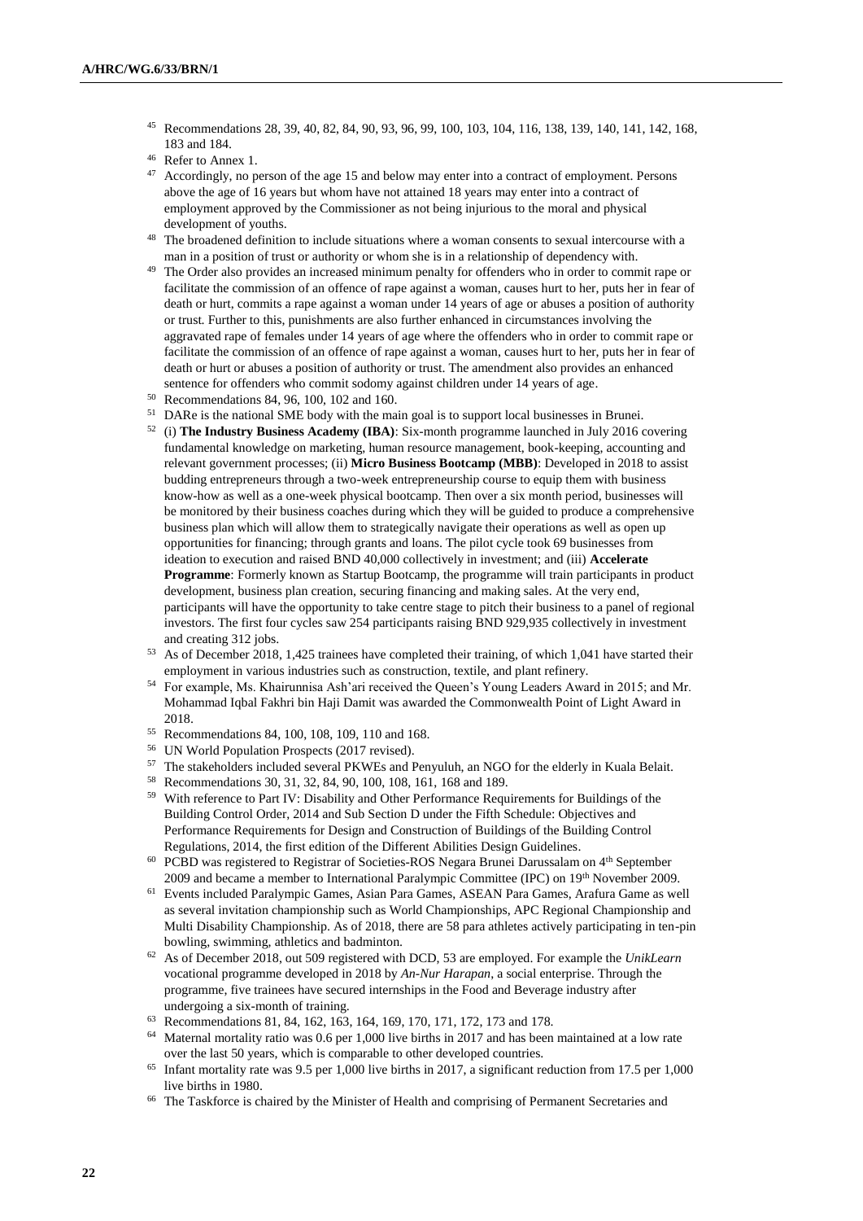[45] Recommendations 28, 39, 40, 82, 84, 90, 93, 96, 99, 100, 103, 104, 116, 138, 139, 140, 141, 142, 168, 183 and 184.

[46] Refer to Annex 1.

[47] Accordingly, no person of the age 15 and below may enter into a contract of employment. Persons above the age of 16 years but whom have not attained 18 years may enter into a contract of employment approved by the Commissioner as not being injurious to the moral and physical development of youths.

[48] The broadened definition to include situations where a woman consents to sexual intercourse with a man in a position of trust or authority or whom she is in a relationship of dependency with.

[49] The Order also provides an increased minimum penalty for offenders who in order to commit rape or facilitate the commission of an offence of rape against a woman, causes hurt to her, puts her in fear of death or hurt, commits a rape against a woman under 14 years of age or abuses a position of authority or trust. Further to this, punishments are also further enhanced in circumstances involving the aggravated rape of females under 14 years of age where the offenders who in order to commit rape or facilitate the commission of an offence of rape against a woman, causes hurt to her, puts her in fear of death or hurt or abuses a position of authority or trust. The amendment also provides an enhanced sentence for offenders who commit sodomy against children under 14 years of age.

[50] Recommendations 84, 96, 100, 102 and 160.

[51] DARe is the national SME body with the main goal is to support local businesses in Brunei.

[52] (i) **The Industry Business Academy (IBA)**: Six-month programme launched in July 2016 covering fundamental knowledge on marketing, human resource management, book-keeping, accounting and relevant government processes; (ii) **Micro Business Bootcamp (MBB)**: Developed in 2018 to assist budding entrepreneurs through a two-week entrepreneurship course to equip them with business know-how as well as a one-week physical bootcamp. Then over a six month period, businesses will be monitored by their business coaches during which they will be guided to produce a comprehensive business plan which will allow them to strategically navigate their operations as well as open up opportunities for financing; through grants and loans. The pilot cycle took 69 businesses from ideation to execution and raised BND 40,000 collectively in investment; and (iii) **Accelerate Programme**: Formerly known as Startup Bootcamp, the programme will train participants in product development, business plan creation, securing financing and making sales. At the very end, participants will have the opportunity to take centre stage to pitch their business to a panel of regional investors. The first four cycles saw 254 participants raising BND 929,935 collectively in investment and creating 312 jobs.

[53] As of December 2018, 1,425 trainees have completed their training, of which 1,041 have started their employment in various industries such as construction, textile, and plant refinery.

[54] For example, Ms. Khairunnisa Ash'ari received the Queen's Young Leaders Award in 2015; and Mr. Mohammad Iqbal Fakhri bin Haji Damit was awarded the Commonwealth Point of Light Award in 2018.

[55] Recommendations 84, 100, 108, 109, 110 and 168.

[56] UN World Population Prospects (2017 revised).

[57] The stakeholders included several PKWEs and Penyuluh, an NGO for the elderly in Kuala Belait.

[58] Recommendations 30, 31, 32, 84, 90, 100, 108, 161, 168 and 189.

[59] With reference to Part IV: Disability and Other Performance Requirements for Buildings of the Building Control Order, 2014 and Sub Section D under the Fifth Schedule: Objectives and Performance Requirements for Design and Construction of Buildings of the Building Control Regulations, 2014, the first edition of the Different Abilities Design Guidelines.

[60] PCBD was registered to Registrar of Societies-ROS Negara Brunei Darussalam on 4th September 2009 and became a member to International Paralympic Committee (IPC) on 19th November 2009.

[61] Events included Paralympic Games, Asian Para Games, ASEAN Para Games, Arafura Game as well as several invitation championship such as World Championships, APC Regional Championship and Multi Disability Championship. As of 2018, there are 58 para athletes actively participating in ten-pin bowling, swimming, athletics and badminton.

[62] As of December 2018, out 509 registered with DCD, 53 are employed. For example the *UnikLearn* vocational programme developed in 2018 by *An-Nur Harapan*, a social enterprise. Through the programme, five trainees have secured internships in the Food and Beverage industry after undergoing a six-month of training.

[63] Recommendations 81, 84, 162, 163, 164, 169, 170, 171, 172, 173 and 178.

[64] Maternal mortality ratio was 0.6 per 1,000 live births in 2017 and has been maintained at a low rate over the last 50 years, which is comparable to other developed countries.

[65] Infant mortality rate was 9.5 per 1,000 live births in 2017, a significant reduction from 17.5 per 1,000 live births in 1980.

[66] The Taskforce is chaired by the Minister of Health and comprising of Permanent Secretaries and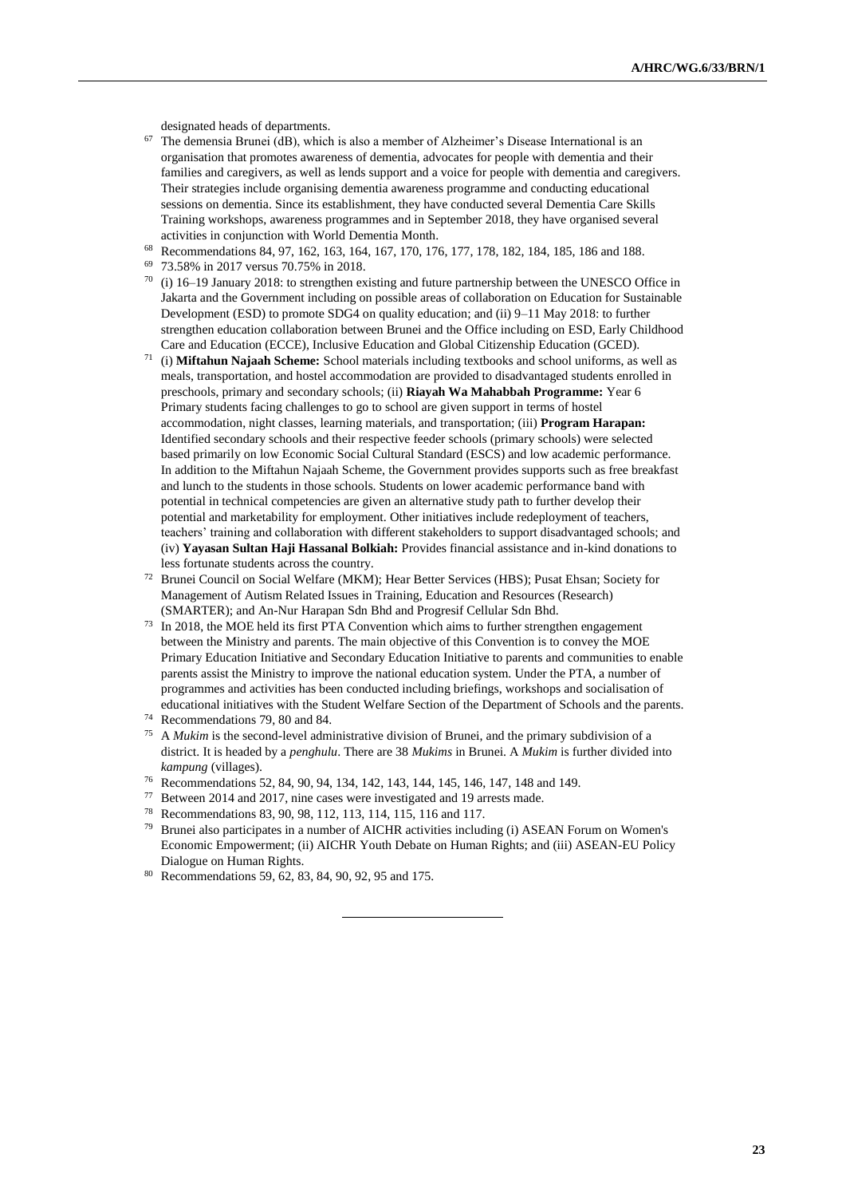designated heads of departments.

[67] The demensia Brunei (dB), which is also a member of Alzheimer's Disease International is an organisation that promotes awareness of dementia, advocates for people with dementia and their families and caregivers, as well as lends support and a voice for people with dementia and caregivers. Their strategies include organising dementia awareness programme and conducting educational sessions on dementia. Since its establishment, they have conducted several Dementia Care Skills Training workshops, awareness programmes and in September 2018, they have organised several activities in conjunction with World Dementia Month.

[68] Recommendations 84, 97, 162, 163, 164, 167, 170, 176, 177, 178, 182, 184, 185, 186 and 188.

[69] 73.58% in 2017 versus 70.75% in 2018.

[70] (i) 16–19 January 2018: to strengthen existing and future partnership between the UNESCO Office in Jakarta and the Government including on possible areas of collaboration on Education for Sustainable Development (ESD) to promote SDG4 on quality education; and (ii) 9–11 May 2018: to further strengthen education collaboration between Brunei and the Office including on ESD, Early Childhood Care and Education (ECCE), Inclusive Education and Global Citizenship Education (GCED).

[71] (i) **Miftahun Najaah Scheme:** School materials including textbooks and school uniforms, as well as meals, transportation, and hostel accommodation are provided to disadvantaged students enrolled in preschools, primary and secondary schools; (ii) **Riayah Wa Mahabbah Programme:** Year 6 Primary students facing challenges to go to school are given support in terms of hostel accommodation, night classes, learning materials, and transportation; (iii) **Program Harapan:** Identified secondary schools and their respective feeder schools (primary schools) were selected based primarily on low Economic Social Cultural Standard (ESCS) and low academic performance. In addition to the Miftahun Najaah Scheme, the Government provides supports such as free breakfast and lunch to the students in those schools. Students on lower academic performance band with potential in technical competencies are given an alternative study path to further develop their potential and marketability for employment. Other initiatives include redeployment of teachers, teachers' training and collaboration with different stakeholders to support disadvantaged schools; and (iv) **Yayasan Sultan Haji Hassanal Bolkiah:** Provides financial assistance and in-kind donations to less fortunate students across the country.

[72] Brunei Council on Social Welfare (MKM); Hear Better Services (HBS); Pusat Ehsan; Society for Management of Autism Related Issues in Training, Education and Resources (Research) (SMARTER); and An-Nur Harapan Sdn Bhd and Progresif Cellular Sdn Bhd.

[73] In 2018, the MOE held its first PTA Convention which aims to further strengthen engagement between the Ministry and parents. The main objective of this Convention is to convey the MOE Primary Education Initiative and Secondary Education Initiative to parents and communities to enable parents assist the Ministry to improve the national education system. Under the PTA, a number of programmes and activities has been conducted including briefings, workshops and socialisation of educational initiatives with the Student Welfare Section of the Department of Schools and the parents.

[74] Recommendations 79, 80 and 84.

[75] A *Mukim* is the second-level administrative division of Brunei, and the primary subdivision of a district. It is headed by a *penghulu*. There are 38 *Mukims* in Brunei. A *Mukim* is further divided into *kampung* (villages).

[76] Recommendations 52, 84, 90, 94, 134, 142, 143, 144, 145, 146, 147, 148 and 149.

[77] Between 2014 and 2017, nine cases were investigated and 19 arrests made.

[78] Recommendations 83, 90, 98, 112, 113, 114, 115, 116 and 117.

[79] Brunei also participates in a number of AICHR activities including (i) ASEAN Forum on Women's Economic Empowerment; (ii) AICHR Youth Debate on Human Rights; and (iii) ASEAN-EU Policy Dialogue on Human Rights.

[80] Recommendations 59, 62, 83, 84, 90, 92, 95 and 175.